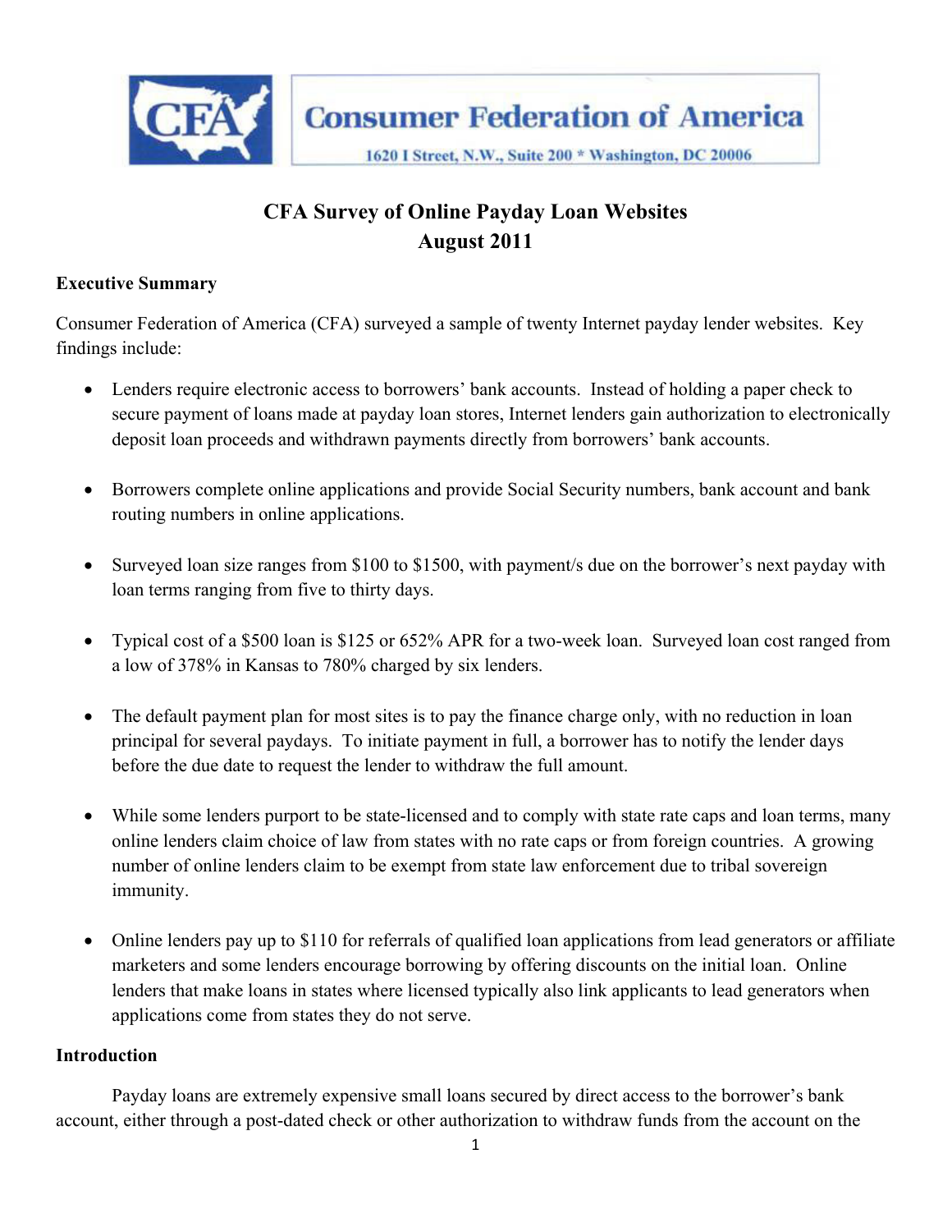Consumer Federation of America

1620 I Street, N.W., Suite 200 * Washington, DC 20006

# CFA Survey of Online Payday Loan Websites
# August 2011

**Executive Summary**

Consumer Federation of America (CFA) surveyed a sample of twenty Internet payday lender websites. Key findings include:

- Lenders require electronic access to borrowers' bank accounts. Instead of holding a paper check to secure payment of loans made at payday loan stores, Internet lenders gain authorization to electronically deposit loan proceeds and withdrawn payments directly from borrowers' bank accounts.

- Borrowers complete online applications and provide Social Security numbers, bank account and bank routing numbers in online applications.

- Surveyed loan size ranges from $100 to $1500, with payment/s due on the borrower's next payday with loan terms ranging from five to thirty days.

- Typical cost of a $500 loan is $125 or 652% APR for a two-week loan. Surveyed loan cost ranged from a low of 378% in Kansas to 780% charged by six lenders.

- The default payment plan for most sites is to pay the finance charge only, with no reduction in loan principal for several paydays. To initiate payment in full, a borrower has to notify the lender days before the due date to request the lender to withdraw the full amount.

- While some lenders purport to be state-licensed and to comply with state rate caps and loan terms, many online lenders claim choice of law from states with no rate caps or from foreign countries. A growing number of online lenders claim to be exempt from state law enforcement due to tribal sovereign immunity.

- Online lenders pay up to $110 for referrals of qualified loan applications from lead generators or affiliate marketers and some lenders encourage borrowing by offering discounts on the initial loan. Online lenders that make loans in states where licensed typically also link applicants to lead generators when applications come from states they do not serve.

**Introduction**

Payday loans are extremely expensive small loans secured by direct access to the borrower's bank account, either through a post-dated check or other authorization to withdraw funds from the account on the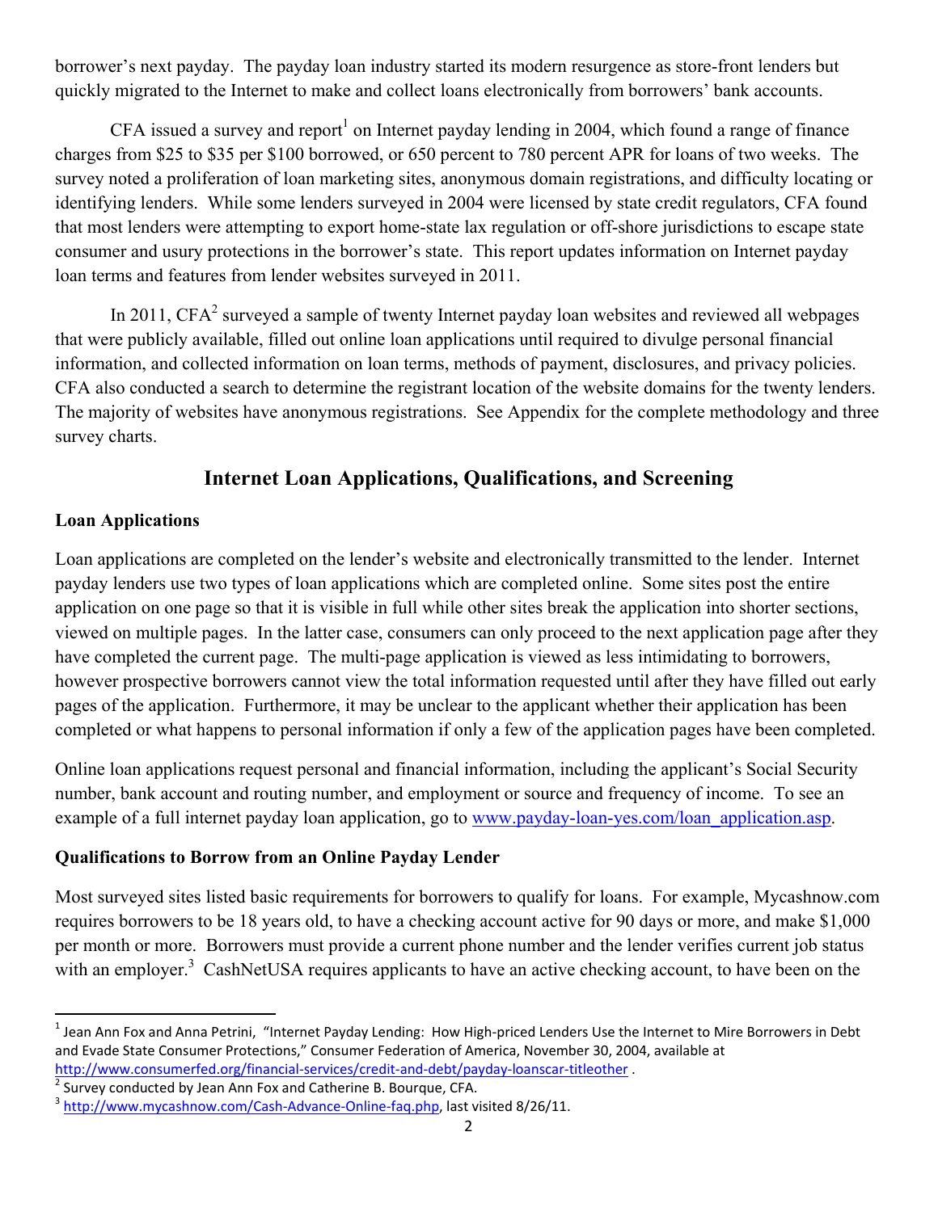borrower's next payday. The payday loan industry started its modern resurgence as store-front lenders but quickly migrated to the Internet to make and collect loans electronically from borrowers' bank accounts.

CFA issued a survey and report[1] on Internet payday lending in 2004, which found a range of finance charges from $25 to $35 per $100 borrowed, or 650 percent to 780 percent APR for loans of two weeks. The survey noted a proliferation of loan marketing sites, anonymous domain registrations, and difficulty locating or identifying lenders. While some lenders surveyed in 2004 were licensed by state credit regulators, CFA found that most lenders were attempting to export home-state lax regulation or off-shore jurisdictions to escape state consumer and usury protections in the borrower's state. This report updates information on Internet payday loan terms and features from lender websites surveyed in 2011.

In 2011, CFA[2] surveyed a sample of twenty Internet payday loan websites and reviewed all webpages that were publicly available, filled out online loan applications until required to divulge personal financial information, and collected information on loan terms, methods of payment, disclosures, and privacy policies. CFA also conducted a search to determine the registrant location of the website domains for the twenty lenders. The majority of websites have anonymous registrations. See Appendix for the complete methodology and three survey charts.

## Internet Loan Applications, Qualifications, and Screening

### Loan Applications

Loan applications are completed on the lender's website and electronically transmitted to the lender. Internet payday lenders use two types of loan applications which are completed online. Some sites post the entire application on one page so that it is visible in full while other sites break the application into shorter sections, viewed on multiple pages. In the latter case, consumers can only proceed to the next application page after they have completed the current page. The multi-page application is viewed as less intimidating to borrowers, however prospective borrowers cannot view the total information requested until after they have filled out early pages of the application. Furthermore, it may be unclear to the applicant whether their application has been completed or what happens to personal information if only a few of the application pages have been completed.

Online loan applications request personal and financial information, including the applicant's Social Security number, bank account and routing number, and employment or source and frequency of income. To see an example of a full internet payday loan application, go to www.payday-loan-yes.com/loan_application.asp.

### Qualifications to Borrow from an Online Payday Lender

Most surveyed sites listed basic requirements for borrowers to qualify for loans. For example, Mycashnow.com requires borrowers to be 18 years old, to have a checking account active for 90 days or more, and make $1,000 per month or more. Borrowers must provide a current phone number and the lender verifies current job status with an employer.[3] CashNetUSA requires applicants to have an active checking account, to have been on the

---

[1] Jean Ann Fox and Anna Petrini, "Internet Payday Lending: How High-priced Lenders Use the Internet to Mire Borrowers in Debt and Evade State Consumer Protections," Consumer Federation of America, November 30, 2004, available at http://www.consumerfed.org/financial-services/credit-and-debt/payday-loanscar-titleother .

[2] Survey conducted by Jean Ann Fox and Catherine B. Bourque, CFA.

[3] http://www.mycashnow.com/Cash-Advance-Online-faq.php, last visited 8/26/11.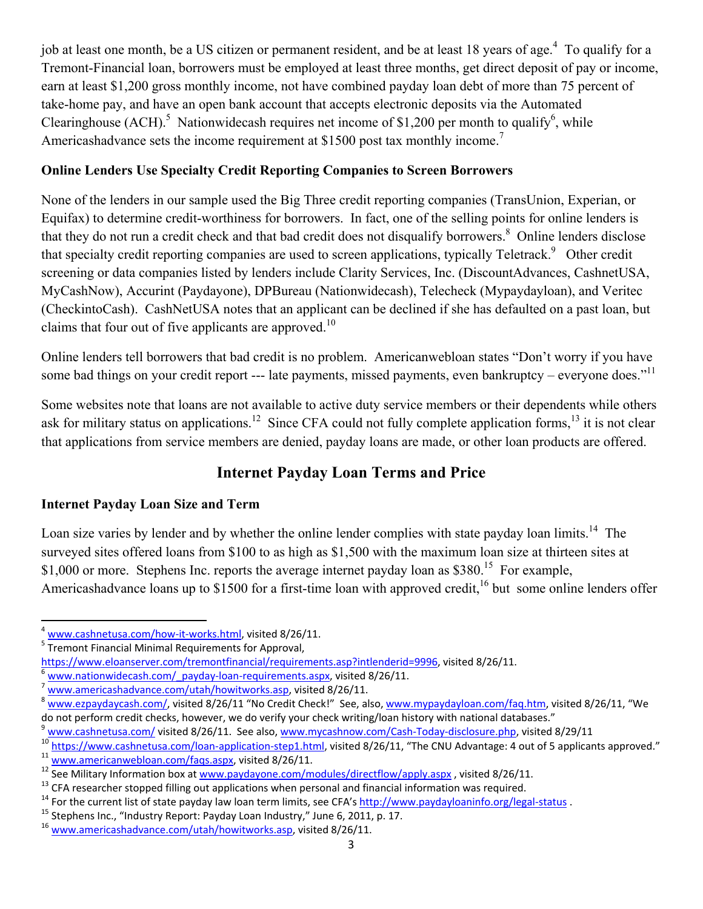job at least one month, be a US citizen or permanent resident, and be at least 18 years of age.[4] To qualify for a Tremont-Financial loan, borrowers must be employed at least three months, get direct deposit of pay or income, earn at least $1,200 gross monthly income, not have combined payday loan debt of more than 75 percent of take-home pay, and have an open bank account that accepts electronic deposits via the Automated Clearinghouse (ACH).[5] Nationwidecash requires net income of $1,200 per month to qualify[6], while Americashadvance sets the income requirement at $1500 post tax monthly income.[7]

**Online Lenders Use Specialty Credit Reporting Companies to Screen Borrowers**

None of the lenders in our sample used the Big Three credit reporting companies (TransUnion, Experian, or Equifax) to determine credit-worthiness for borrowers. In fact, one of the selling points for online lenders is that they do not run a credit check and that bad credit does not disqualify borrowers.[8] Online lenders disclose that specialty credit reporting companies are used to screen applications, typically Teletrack.[9] Other credit screening or data companies listed by lenders include Clarity Services, Inc. (DiscountAdvances, CashnetUSA, MyCashNow), Accurint (Paydayone), DPBureau (Nationwidecash), Telecheck (Mypaydayloan), and Veritec (CheckintoCash). CashNetUSA notes that an applicant can be declined if she has defaulted on a past loan, but claims that four out of five applicants are approved.[10]

Online lenders tell borrowers that bad credit is no problem. Americanwebloan states "Don't worry if you have some bad things on your credit report --- late payments, missed payments, even bankruptcy – everyone does."[11]

Some websites note that loans are not available to active duty service members or their dependents while others ask for military status on applications.[12] Since CFA could not fully complete application forms,[13] it is not clear that applications from service members are denied, payday loans are made, or other loan products are offered.

## Internet Payday Loan Terms and Price

**Internet Payday Loan Size and Term**

Loan size varies by lender and by whether the online lender complies with state payday loan limits.[14] The surveyed sites offered loans from $100 to as high as $1,500 with the maximum loan size at thirteen sites at $1,000 or more. Stephens Inc. reports the average internet payday loan as $380.[15] For example, Americashadvance loans up to $1500 for a first-time loan with approved credit,[16] but some online lenders offer

---

[4] www.cashnetusa.com/how-it-works.html, visited 8/26/11.

[5] Tremont Financial Minimal Requirements for Approval, https://www.eloanserver.com/tremontfinancial/requirements.asp?intlenderid=9996, visited 8/26/11.

[6] www.nationwidecash.com/_payday-loan-requirements.aspx, visited 8/26/11.

[7] www.americashadvance.com/utah/howitworks.asp, visited 8/26/11.

[8] www.ezpaydaycash.com/, visited 8/26/11 "No Credit Check!" See, also, www.mypaydayloan.com/faq.htm, visited 8/26/11, "We do not perform credit checks, however, we do verify your check writing/loan history with national databases."

[9] www.cashnetusa.com/ visited 8/26/11. See also, www.mycashnow.com/Cash-Today-disclosure.php, visited 8/29/11

[10] https://www.cashnetusa.com/loan-application-step1.html, visited 8/26/11, "The CNU Advantage: 4 out of 5 applicants approved."

[11] www.americanwebloan.com/faqs.aspx, visited 8/26/11.

[12] See Military Information box at www.paydayone.com/modules/directflow/apply.aspx , visited 8/26/11.

[13] CFA researcher stopped filling out applications when personal and financial information was required.

[14] For the current list of state payday law loan term limits, see CFA's http://www.paydayloaninfo.org/legal-status .

[15] Stephens Inc., "Industry Report: Payday Loan Industry," June 6, 2011, p. 17.

[16] www.americashadvance.com/utah/howitworks.asp, visited 8/26/11.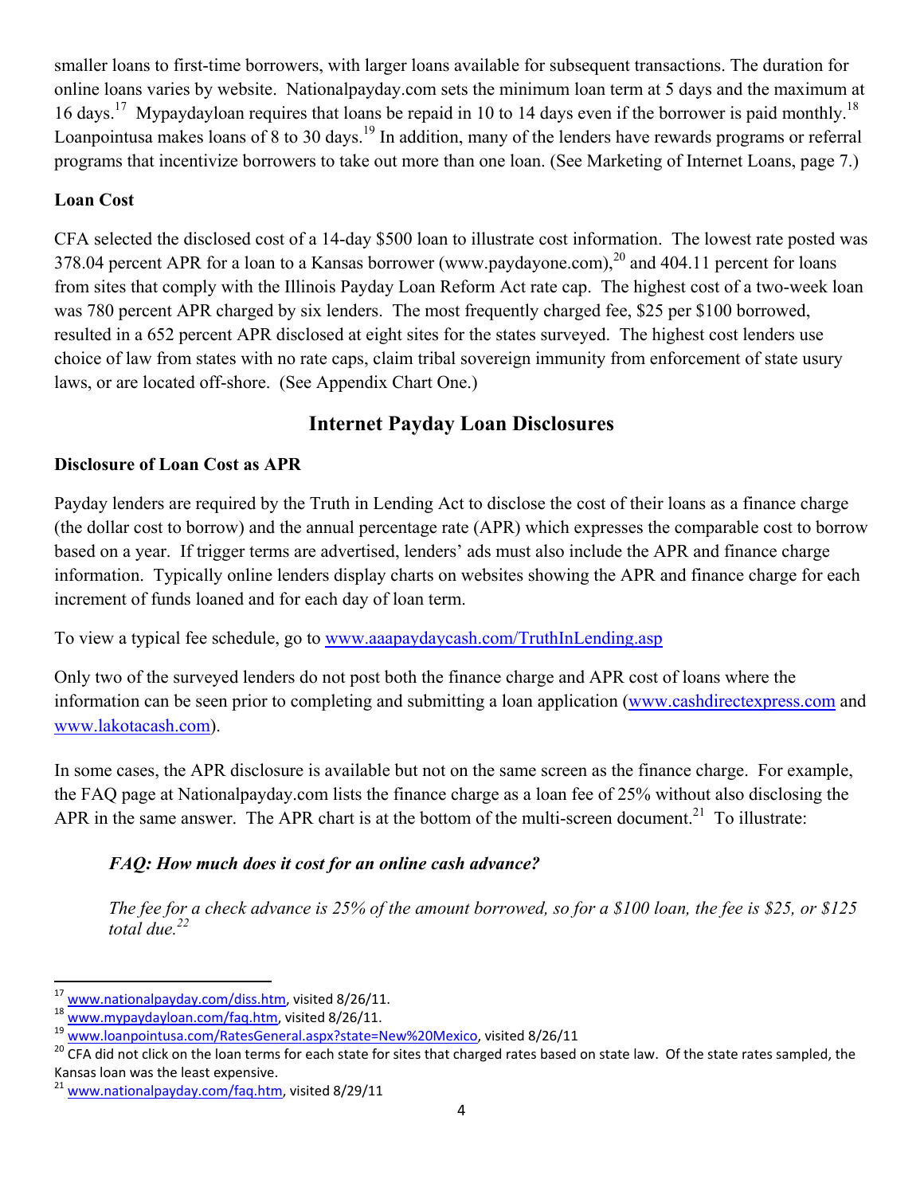smaller loans to first-time borrowers, with larger loans available for subsequent transactions. The duration for online loans varies by website. Nationalpayday.com sets the minimum loan term at 5 days and the maximum at 16 days.[17] Mypaydayloan requires that loans be repaid in 10 to 14 days even if the borrower is paid monthly.[18] Loanpointusa makes loans of 8 to 30 days.[19] In addition, many of the lenders have rewards programs or referral programs that incentivize borrowers to take out more than one loan. (See Marketing of Internet Loans, page 7.)

**Loan Cost**

CFA selected the disclosed cost of a 14-day $500 loan to illustrate cost information. The lowest rate posted was 378.04 percent APR for a loan to a Kansas borrower (www.paydayone.com),[20] and 404.11 percent for loans from sites that comply with the Illinois Payday Loan Reform Act rate cap. The highest cost of a two-week loan was 780 percent APR charged by six lenders. The most frequently charged fee, $25 per $100 borrowed, resulted in a 652 percent APR disclosed at eight sites for the states surveyed. The highest cost lenders use choice of law from states with no rate caps, claim tribal sovereign immunity from enforcement of state usury laws, or are located off-shore. (See Appendix Chart One.)

## Internet Payday Loan Disclosures

**Disclosure of Loan Cost as APR**

Payday lenders are required by the Truth in Lending Act to disclose the cost of their loans as a finance charge (the dollar cost to borrow) and the annual percentage rate (APR) which expresses the comparable cost to borrow based on a year. If trigger terms are advertised, lenders' ads must also include the APR and finance charge information. Typically online lenders display charts on websites showing the APR and finance charge for each increment of funds loaned and for each day of loan term.

To view a typical fee schedule, go to www.aaapaydaycash.com/TruthInLending.asp

Only two of the surveyed lenders do not post both the finance charge and APR cost of loans where the information can be seen prior to completing and submitting a loan application (www.cashdirectexpress.com and www.lakotacash.com).

In some cases, the APR disclosure is available but not on the same screen as the finance charge. For example, the FAQ page at Nationalpayday.com lists the finance charge as a loan fee of 25% without also disclosing the APR in the same answer. The APR chart is at the bottom of the multi-screen document.[21] To illustrate:

> ***FAQ: How much does it cost for an online cash advance?***
>
> *The fee for a check advance is 25% of the amount borrowed, so for a $100 loan, the fee is $25, or $125 total due.*[22]

---

[17] www.nationalpayday.com/diss.htm, visited 8/26/11.

[18] www.mypaydayloan.com/faq.htm, visited 8/26/11.

[19] www.loanpointusa.com/RatesGeneral.aspx?state=New%20Mexico, visited 8/26/11

[20] CFA did not click on the loan terms for each state for sites that charged rates based on state law. Of the state rates sampled, the Kansas loan was the least expensive.

[21] www.nationalpayday.com/faq.htm, visited 8/29/11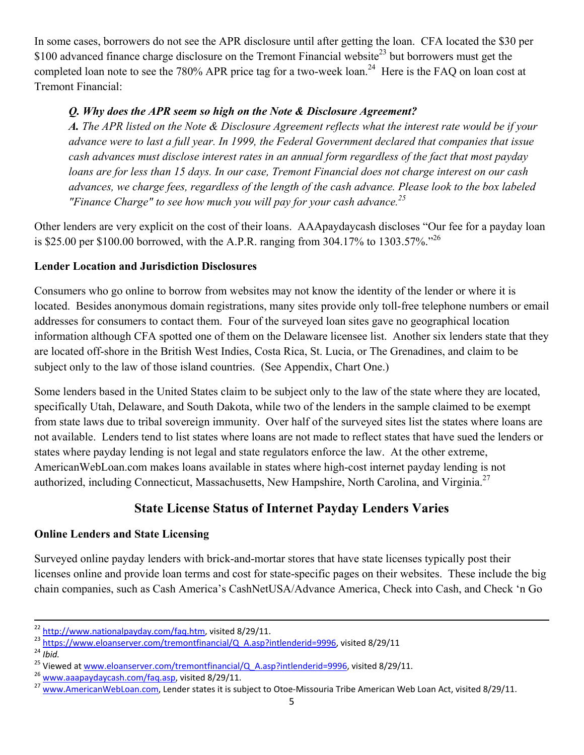In some cases, borrowers do not see the APR disclosure until after getting the loan. CFA located the $30 per $100 advanced finance charge disclosure on the Tremont Financial website[23] but borrowers must get the completed loan note to see the 780% APR price tag for a two-week loan.[24] Here is the FAQ on loan cost at Tremont Financial:

> ***Q. Why does the APR seem so high on the Note & Disclosure Agreement?***
> ***A.*** *The APR listed on the Note & Disclosure Agreement reflects what the interest rate would be if your advance were to last a full year. In 1999, the Federal Government declared that companies that issue cash advances must disclose interest rates in an annual form regardless of the fact that most payday loans are for less than 15 days. In our case, Tremont Financial does not charge interest on our cash advances, we charge fees, regardless of the length of the cash advance. Please look to the box labeled "Finance Charge" to see how much you will pay for your cash advance.*[25]

Other lenders are very explicit on the cost of their loans. AAApaydaycash discloses "Our fee for a payday loan is $25.00 per $100.00 borrowed, with the A.P.R. ranging from 304.17% to 1303.57%."[26]

**Lender Location and Jurisdiction Disclosures**

Consumers who go online to borrow from websites may not know the identity of the lender or where it is located. Besides anonymous domain registrations, many sites provide only toll-free telephone numbers or email addresses for consumers to contact them. Four of the surveyed loan sites gave no geographical location information although CFA spotted one of them on the Delaware licensee list. Another six lenders state that they are located off-shore in the British West Indies, Costa Rica, St. Lucia, or The Grenadines, and claim to be subject only to the law of those island countries. (See Appendix, Chart One.)

Some lenders based in the United States claim to be subject only to the law of the state where they are located, specifically Utah, Delaware, and South Dakota, while two of the lenders in the sample claimed to be exempt from state laws due to tribal sovereign immunity. Over half of the surveyed sites list the states where loans are not available. Lenders tend to list states where loans are not made to reflect states that have sued the lenders or states where payday lending is not legal and state regulators enforce the law. At the other extreme, AmericanWebLoan.com makes loans available in states where high-cost internet payday lending is not authorized, including Connecticut, Massachusetts, New Hampshire, North Carolina, and Virginia.[27]

## State License Status of Internet Payday Lenders Varies

**Online Lenders and State Licensing**

Surveyed online payday lenders with brick-and-mortar stores that have state licenses typically post their licenses online and provide loan terms and cost for state-specific pages on their websites. These include the big chain companies, such as Cash America's CashNetUSA/Advance America, Check into Cash, and Check 'n Go

---

[22] http://www.nationalpayday.com/faq.htm, visited 8/29/11.
[23] https://www.eloanserver.com/tremontfinancial/Q_A.asp?intlenderid=9996, visited 8/29/11
[24] *Ibid.*
[25] Viewed at www.eloanserver.com/tremontfinancial/Q_A.asp?intlenderid=9996, visited 8/29/11.
[26] www.aaapaydaycash.com/faq.asp, visited 8/29/11.
[27] www.AmericanWebLoan.com, Lender states it is subject to Otoe-Missouria Tribe American Web Loan Act, visited 8/29/11.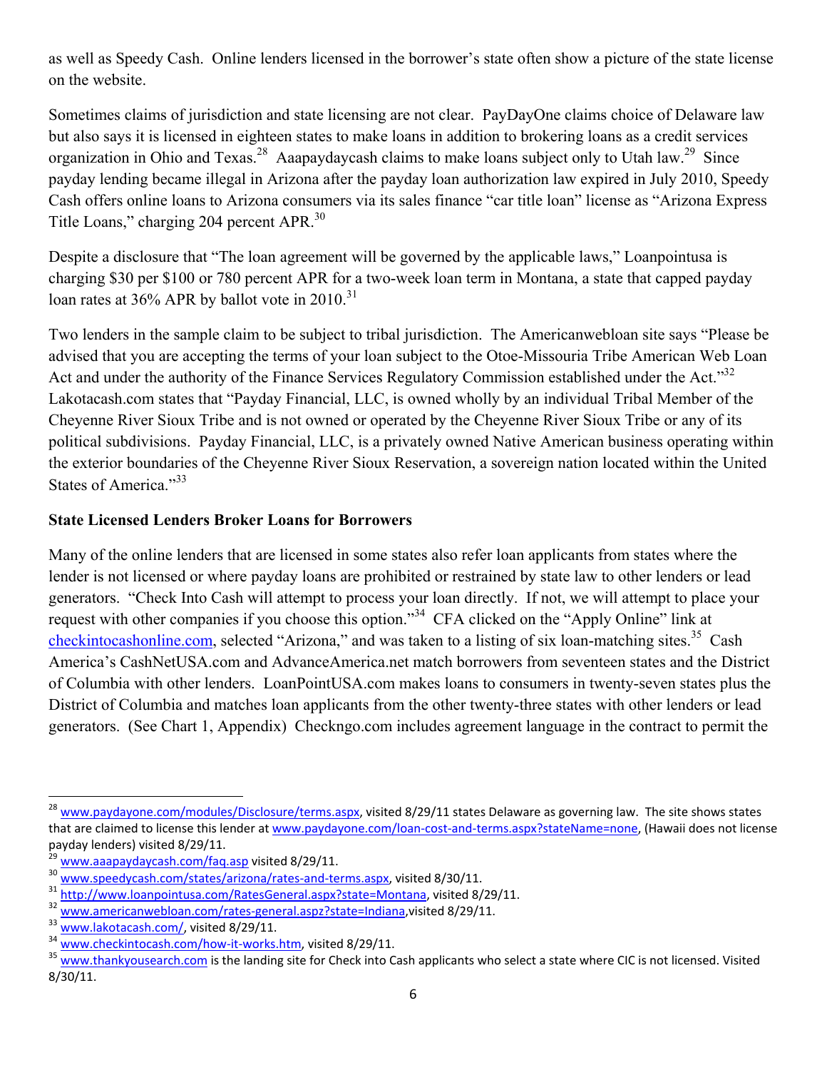as well as Speedy Cash. Online lenders licensed in the borrower's state often show a picture of the state license on the website.

Sometimes claims of jurisdiction and state licensing are not clear. PayDayOne claims choice of Delaware law but also says it is licensed in eighteen states to make loans in addition to brokering loans as a credit services organization in Ohio and Texas.[28] Aaapaydaycash claims to make loans subject only to Utah law.[29] Since payday lending became illegal in Arizona after the payday loan authorization law expired in July 2010, Speedy Cash offers online loans to Arizona consumers via its sales finance "car title loan" license as "Arizona Express Title Loans," charging 204 percent APR.[30]

Despite a disclosure that "The loan agreement will be governed by the applicable laws," Loanpointusa is charging $30 per $100 or 780 percent APR for a two-week loan term in Montana, a state that capped payday loan rates at 36% APR by ballot vote in 2010.[31]

Two lenders in the sample claim to be subject to tribal jurisdiction. The Americanwebloan site says "Please be advised that you are accepting the terms of your loan subject to the Otoe-Missouria Tribe American Web Loan Act and under the authority of the Finance Services Regulatory Commission established under the Act."[32] Lakotacash.com states that "Payday Financial, LLC, is owned wholly by an individual Tribal Member of the Cheyenne River Sioux Tribe and is not owned or operated by the Cheyenne River Sioux Tribe or any of its political subdivisions. Payday Financial, LLC, is a privately owned Native American business operating within the exterior boundaries of the Cheyenne River Sioux Reservation, a sovereign nation located within the United States of America."[33]

**State Licensed Lenders Broker Loans for Borrowers**

Many of the online lenders that are licensed in some states also refer loan applicants from states where the lender is not licensed or where payday loans are prohibited or restrained by state law to other lenders or lead generators. "Check Into Cash will attempt to process your loan directly. If not, we will attempt to place your request with other companies if you choose this option."[34] CFA clicked on the "Apply Online" link at checkintocashonline.com, selected "Arizona," and was taken to a listing of six loan-matching sites.[35] Cash America's CashNetUSA.com and AdvanceAmerica.net match borrowers from seventeen states and the District of Columbia with other lenders. LoanPointUSA.com makes loans to consumers in twenty-seven states plus the District of Columbia and matches loan applicants from the other twenty-three states with other lenders or lead generators. (See Chart 1, Appendix) Checkngo.com includes agreement language in the contract to permit the

---

[28] www.paydayone.com/modules/Disclosure/terms.aspx, visited 8/29/11 states Delaware as governing law. The site shows states that are claimed to license this lender at www.paydayone.com/loan-cost-and-terms.aspx?stateName=none, (Hawaii does not license payday lenders) visited 8/29/11.

[29] www.aaapaydaycash.com/faq.asp visited 8/29/11.

[30] www.speedycash.com/states/arizona/rates-and-terms.aspx, visited 8/30/11.

[31] http://www.loanpointusa.com/RatesGeneral.aspx?state=Montana, visited 8/29/11.

[32] www.americanwebloan.com/rates-general.aspz?state=Indiana,visited 8/29/11.

[33] www.lakotacash.com/, visited 8/29/11.

[34] www.checkintocash.com/how-it-works.htm, visited 8/29/11.

[35] www.thankyousearch.com is the landing site for Check into Cash applicants who select a state where CIC is not licensed. Visited 8/30/11.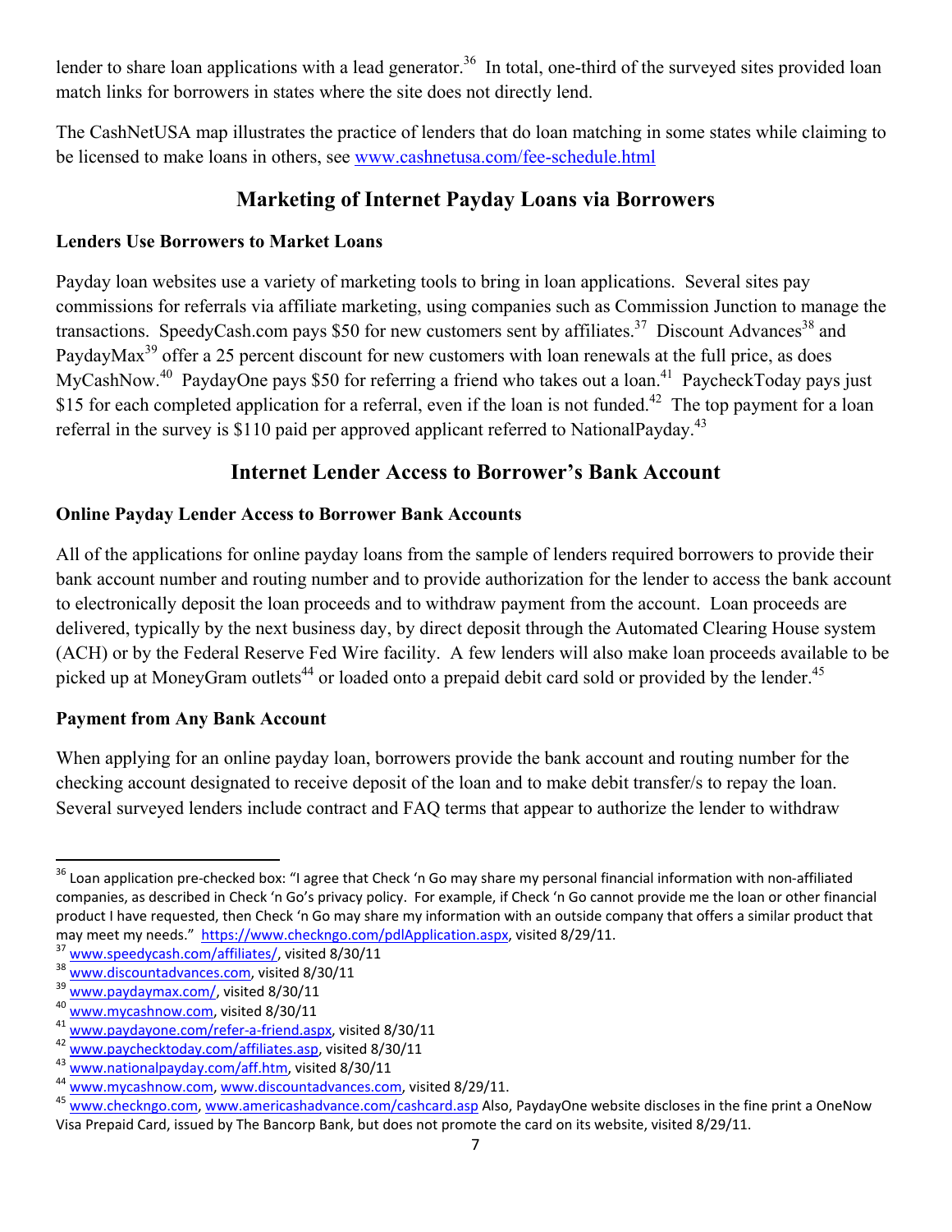lender to share loan applications with a lead generator.[36] In total, one-third of the surveyed sites provided loan match links for borrowers in states where the site does not directly lend.

The CashNetUSA map illustrates the practice of lenders that do loan matching in some states while claiming to be licensed to make loans in others, see www.cashnetusa.com/fee-schedule.html

## Marketing of Internet Payday Loans via Borrowers

### Lenders Use Borrowers to Market Loans

Payday loan websites use a variety of marketing tools to bring in loan applications. Several sites pay commissions for referrals via affiliate marketing, using companies such as Commission Junction to manage the transactions. SpeedyCash.com pays $50 for new customers sent by affiliates.[37] Discount Advances[38] and PaydayMax[39] offer a 25 percent discount for new customers with loan renewals at the full price, as does MyCashNow.[40] PaydayOne pays $50 for referring a friend who takes out a loan.[41] PaycheckToday pays just $15 for each completed application for a referral, even if the loan is not funded.[42] The top payment for a loan referral in the survey is $110 paid per approved applicant referred to NationalPayday.[43]

## Internet Lender Access to Borrower's Bank Account

### Online Payday Lender Access to Borrower Bank Accounts

All of the applications for online payday loans from the sample of lenders required borrowers to provide their bank account number and routing number and to provide authorization for the lender to access the bank account to electronically deposit the loan proceeds and to withdraw payment from the account. Loan proceeds are delivered, typically by the next business day, by direct deposit through the Automated Clearing House system (ACH) or by the Federal Reserve Fed Wire facility. A few lenders will also make loan proceeds available to be picked up at MoneyGram outlets[44] or loaded onto a prepaid debit card sold or provided by the lender.[45]

### Payment from Any Bank Account

When applying for an online payday loan, borrowers provide the bank account and routing number for the checking account designated to receive deposit of the loan and to make debit transfer/s to repay the loan. Several surveyed lenders include contract and FAQ terms that appear to authorize the lender to withdraw

---

[36] Loan application pre-checked box: "I agree that Check 'n Go may share my personal financial information with non-affiliated companies, as described in Check 'n Go's privacy policy. For example, if Check 'n Go cannot provide me the loan or other financial product I have requested, then Check 'n Go may share my information with an outside company that offers a similar product that may meet my needs." https://www.checkngo.com/pdlApplication.aspx, visited 8/29/11.

[37] www.speedycash.com/affiliates/, visited 8/30/11

[38] www.discountadvances.com, visited 8/30/11

[39] www.paydaymax.com/, visited 8/30/11

[40] www.mycashnow.com, visited 8/30/11

[41] www.paydayone.com/refer-a-friend.aspx, visited 8/30/11

[42] www.paychecktoday.com/affiliates.asp, visited 8/30/11

[43] www.nationalpayday.com/aff.htm, visited 8/30/11

[44] www.mycashnow.com, www.discountadvances.com, visited 8/29/11.

[45] www.checkngo.com, www.americashadvance.com/cashcard.asp Also, PaydayOne website discloses in the fine print a OneNow Visa Prepaid Card, issued by The Bancorp Bank, but does not promote the card on its website, visited 8/29/11.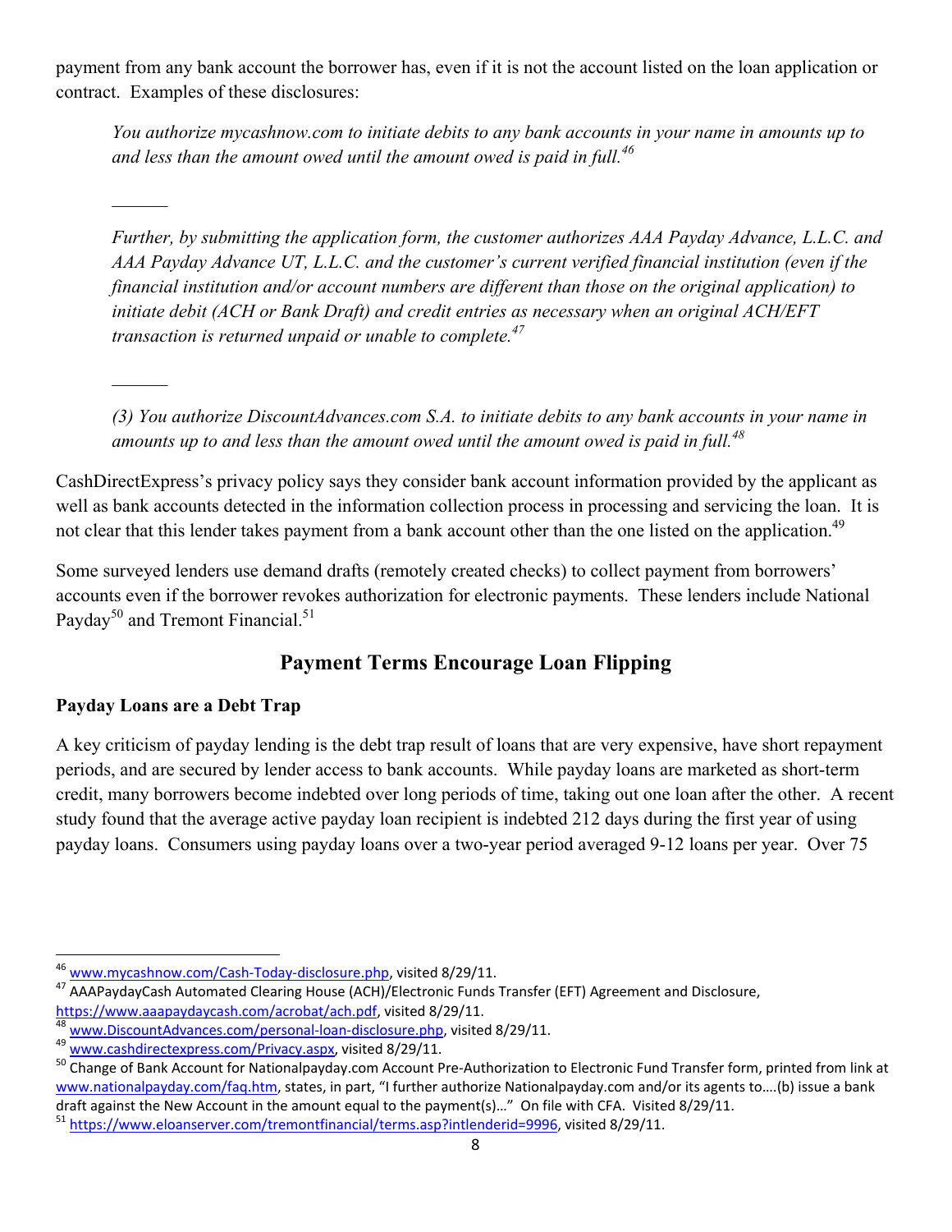payment from any bank account the borrower has, even if it is not the account listed on the loan application or contract. Examples of these disclosures:

> *You authorize mycashnow.com to initiate debits to any bank accounts in your name in amounts up to and less than the amount owed until the amount owed is paid in full.*[46]
>
> ______
>
> *Further, by submitting the application form, the customer authorizes AAA Payday Advance, L.L.C. and AAA Payday Advance UT, L.L.C. and the customer's current verified financial institution (even if the financial institution and/or account numbers are different than those on the original application) to initiate debit (ACH or Bank Draft) and credit entries as necessary when an original ACH/EFT transaction is returned unpaid or unable to complete.*[47]
>
> ______
>
> *(3) You authorize DiscountAdvances.com S.A. to initiate debits to any bank accounts in your name in amounts up to and less than the amount owed until the amount owed is paid in full.*[48]

CashDirectExpress's privacy policy says they consider bank account information provided by the applicant as well as bank accounts detected in the information collection process in processing and servicing the loan. It is not clear that this lender takes payment from a bank account other than the one listed on the application.[49]

Some surveyed lenders use demand drafts (remotely created checks) to collect payment from borrowers' accounts even if the borrower revokes authorization for electronic payments. These lenders include National Payday[50] and Tremont Financial.[51]

## Payment Terms Encourage Loan Flipping

### Payday Loans are a Debt Trap

A key criticism of payday lending is the debt trap result of loans that are very expensive, have short repayment periods, and are secured by lender access to bank accounts. While payday loans are marketed as short-term credit, many borrowers become indebted over long periods of time, taking out one loan after the other. A recent study found that the average active payday loan recipient is indebted 212 days during the first year of using payday loans. Consumers using payday loans over a two-year period averaged 9-12 loans per year. Over 75

---

[46] www.mycashnow.com/Cash-Today-disclosure.php, visited 8/29/11.

[47] AAAPaydayCash Automated Clearing House (ACH)/Electronic Funds Transfer (EFT) Agreement and Disclosure, https://www.aaapaydaycash.com/acrobat/ach.pdf, visited 8/29/11.

[48] www.DiscountAdvances.com/personal-loan-disclosure.php, visited 8/29/11.

[49] www.cashdirectexpress.com/Privacy.aspx, visited 8/29/11.

[50] Change of Bank Account for Nationalpayday.com Account Pre-Authorization to Electronic Fund Transfer form, printed from link at www.nationalpayday.com/faq.htm, states, in part, "I further authorize Nationalpayday.com and/or its agents to….(b) issue a bank draft against the New Account in the amount equal to the payment(s)…" On file with CFA. Visited 8/29/11.

[51] https://www.eloanserver.com/tremontfinancial/terms.asp?intlenderid=9996, visited 8/29/11.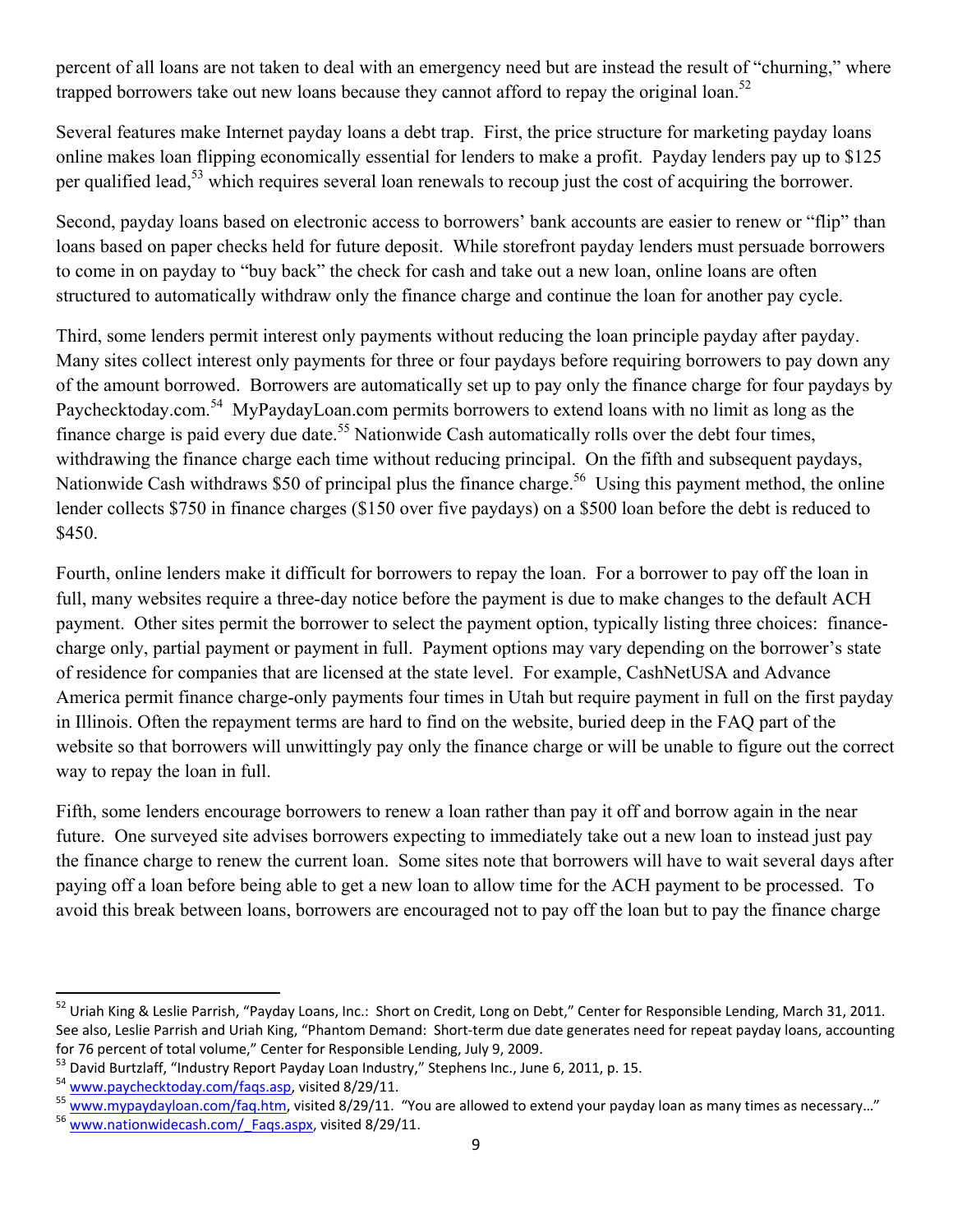percent of all loans are not taken to deal with an emergency need but are instead the result of "churning," where trapped borrowers take out new loans because they cannot afford to repay the original loan.[52]

Several features make Internet payday loans a debt trap. First, the price structure for marketing payday loans online makes loan flipping economically essential for lenders to make a profit. Payday lenders pay up to $125 per qualified lead,[53] which requires several loan renewals to recoup just the cost of acquiring the borrower.

Second, payday loans based on electronic access to borrowers' bank accounts are easier to renew or "flip" than loans based on paper checks held for future deposit. While storefront payday lenders must persuade borrowers to come in on payday to "buy back" the check for cash and take out a new loan, online loans are often structured to automatically withdraw only the finance charge and continue the loan for another pay cycle.

Third, some lenders permit interest only payments without reducing the loan principle payday after payday. Many sites collect interest only payments for three or four paydays before requiring borrowers to pay down any of the amount borrowed. Borrowers are automatically set up to pay only the finance charge for four paydays by Paychecktoday.com.[54] MyPaydayLoan.com permits borrowers to extend loans with no limit as long as the finance charge is paid every due date.[55] Nationwide Cash automatically rolls over the debt four times, withdrawing the finance charge each time without reducing principal. On the fifth and subsequent paydays, Nationwide Cash withdraws $50 of principal plus the finance charge.[56] Using this payment method, the online lender collects $750 in finance charges ($150 over five paydays) on a $500 loan before the debt is reduced to $450.

Fourth, online lenders make it difficult for borrowers to repay the loan. For a borrower to pay off the loan in full, many websites require a three-day notice before the payment is due to make changes to the default ACH payment. Other sites permit the borrower to select the payment option, typically listing three choices: finance-charge only, partial payment or payment in full. Payment options may vary depending on the borrower's state of residence for companies that are licensed at the state level. For example, CashNetUSA and Advance America permit finance charge-only payments four times in Utah but require payment in full on the first payday in Illinois. Often the repayment terms are hard to find on the website, buried deep in the FAQ part of the website so that borrowers will unwittingly pay only the finance charge or will be unable to figure out the correct way to repay the loan in full.

Fifth, some lenders encourage borrowers to renew a loan rather than pay it off and borrow again in the near future. One surveyed site advises borrowers expecting to immediately take out a new loan to instead just pay the finance charge to renew the current loan. Some sites note that borrowers will have to wait several days after paying off a loan before being able to get a new loan to allow time for the ACH payment to be processed. To avoid this break between loans, borrowers are encouraged not to pay off the loan but to pay the finance charge

---

[52] Uriah King & Leslie Parrish, "Payday Loans, Inc.: Short on Credit, Long on Debt," Center for Responsible Lending, March 31, 2011. See also, Leslie Parrish and Uriah King, "Phantom Demand: Short-term due date generates need for repeat payday loans, accounting for 76 percent of total volume," Center for Responsible Lending, July 9, 2009.

[53] David Burtzlaff, "Industry Report Payday Loan Industry," Stephens Inc., June 6, 2011, p. 15.

[54] www.paychecktoday.com/faqs.asp, visited 8/29/11.

[55] www.mypaydayloan.com/faq.htm, visited 8/29/11. "You are allowed to extend your payday loan as many times as necessary…"

[56] www.nationwidecash.com/_Faqs.aspx, visited 8/29/11.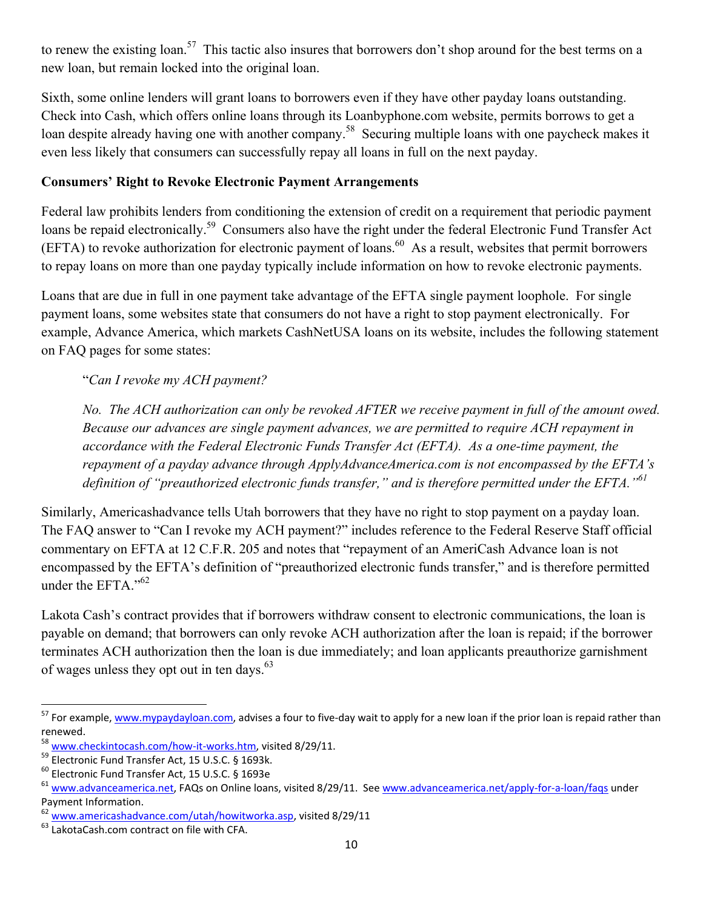to renew the existing loan.[57] This tactic also insures that borrowers don't shop around for the best terms on a new loan, but remain locked into the original loan.

Sixth, some online lenders will grant loans to borrowers even if they have other payday loans outstanding. Check into Cash, which offers online loans through its Loanbyphone.com website, permits borrows to get a loan despite already having one with another company.[58] Securing multiple loans with one paycheck makes it even less likely that consumers can successfully repay all loans in full on the next payday.

**Consumers' Right to Revoke Electronic Payment Arrangements**

Federal law prohibits lenders from conditioning the extension of credit on a requirement that periodic payment loans be repaid electronically.[59] Consumers also have the right under the federal Electronic Fund Transfer Act (EFTA) to revoke authorization for electronic payment of loans.[60] As a result, websites that permit borrowers to repay loans on more than one payday typically include information on how to revoke electronic payments.

Loans that are due in full in one payment take advantage of the EFTA single payment loophole. For single payment loans, some websites state that consumers do not have a right to stop payment electronically. For example, Advance America, which markets CashNetUSA loans on its website, includes the following statement on FAQ pages for some states:

> "*Can I revoke my ACH payment?*
>
> *No. The ACH authorization can only be revoked AFTER we receive payment in full of the amount owed. Because our advances are single payment advances, we are permitted to require ACH repayment in accordance with the Federal Electronic Funds Transfer Act (EFTA). As a one-time payment, the repayment of a payday advance through ApplyAdvanceAmerica.com is not encompassed by the EFTA's definition of "preauthorized electronic funds transfer," and is therefore permitted under the EFTA."*[61]

Similarly, Americashadvance tells Utah borrowers that they have no right to stop payment on a payday loan. The FAQ answer to "Can I revoke my ACH payment?" includes reference to the Federal Reserve Staff official commentary on EFTA at 12 C.F.R. 205 and notes that "repayment of an AmeriCash Advance loan is not encompassed by the EFTA's definition of "preauthorized electronic funds transfer," and is therefore permitted under the EFTA."[62]

Lakota Cash's contract provides that if borrowers withdraw consent to electronic communications, the loan is payable on demand; that borrowers can only revoke ACH authorization after the loan is repaid; if the borrower terminates ACH authorization then the loan is due immediately; and loan applicants preauthorize garnishment of wages unless they opt out in ten days.[63]

---

[57] For example, www.mypaydayloan.com, advises a four to five-day wait to apply for a new loan if the prior loan is repaid rather than renewed.

[58] www.checkintocash.com/how-it-works.htm, visited 8/29/11.

[59] Electronic Fund Transfer Act, 15 U.S.C. § 1693k.

[60] Electronic Fund Transfer Act, 15 U.S.C. § 1693e

[61] www.advanceamerica.net, FAQs on Online loans, visited 8/29/11. See www.advanceamerica.net/apply-for-a-loan/faqs under Payment Information.

[62] www.americashadvance.com/utah/howitworka.asp, visited 8/29/11

[63] LakotaCash.com contract on file with CFA.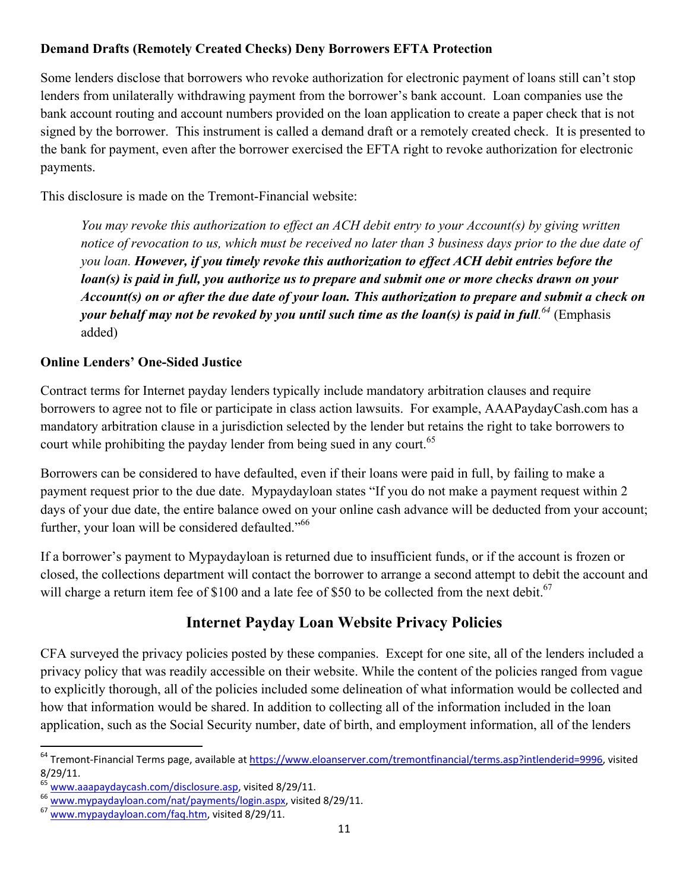**Demand Drafts (Remotely Created Checks) Deny Borrowers EFTA Protection**

Some lenders disclose that borrowers who revoke authorization for electronic payment of loans still can't stop lenders from unilaterally withdrawing payment from the borrower's bank account. Loan companies use the bank account routing and account numbers provided on the loan application to create a paper check that is not signed by the borrower. This instrument is called a demand draft or a remotely created check. It is presented to the bank for payment, even after the borrower exercised the EFTA right to revoke authorization for electronic payments.

This disclosure is made on the Tremont-Financial website:

> *You may revoke this authorization to effect an ACH debit entry to your Account(s) by giving written notice of revocation to us, which must be received no later than 3 business days prior to the due date of you loan.* ***However, if you timely revoke this authorization to effect ACH debit entries before the loan(s) is paid in full, you authorize us to prepare and submit one or more checks drawn on your Account(s) on or after the due date of your loan. This authorization to prepare and submit a check on your behalf may not be revoked by you until such time as the loan(s) is paid in full.***[64] (Emphasis added)

**Online Lenders' One-Sided Justice**

Contract terms for Internet payday lenders typically include mandatory arbitration clauses and require borrowers to agree not to file or participate in class action lawsuits. For example, AAAPaydayCash.com has a mandatory arbitration clause in a jurisdiction selected by the lender but retains the right to take borrowers to court while prohibiting the payday lender from being sued in any court.[65]

Borrowers can be considered to have defaulted, even if their loans were paid in full, by failing to make a payment request prior to the due date. Mypaydayloan states "If you do not make a payment request within 2 days of your due date, the entire balance owed on your online cash advance will be deducted from your account; further, your loan will be considered defaulted."[66]

If a borrower's payment to Mypaydayloan is returned due to insufficient funds, or if the account is frozen or closed, the collections department will contact the borrower to arrange a second attempt to debit the account and will charge a return item fee of $100 and a late fee of $50 to be collected from the next debit.[67]

## Internet Payday Loan Website Privacy Policies

CFA surveyed the privacy policies posted by these companies. Except for one site, all of the lenders included a privacy policy that was readily accessible on their website. While the content of the policies ranged from vague to explicitly thorough, all of the policies included some delineation of what information would be collected and how that information would be shared. In addition to collecting all of the information included in the loan application, such as the Social Security number, date of birth, and employment information, all of the lenders

---

[64] Tremont-Financial Terms page, available at https://www.eloanserver.com/tremontfinancial/terms.asp?intlenderid=9996, visited 8/29/11.

[65] www.aaapaydaycash.com/disclosure.asp, visited 8/29/11.

[66] www.mypaydayloan.com/nat/payments/login.aspx, visited 8/29/11.

[67] www.mypaydayloan.com/faq.htm, visited 8/29/11.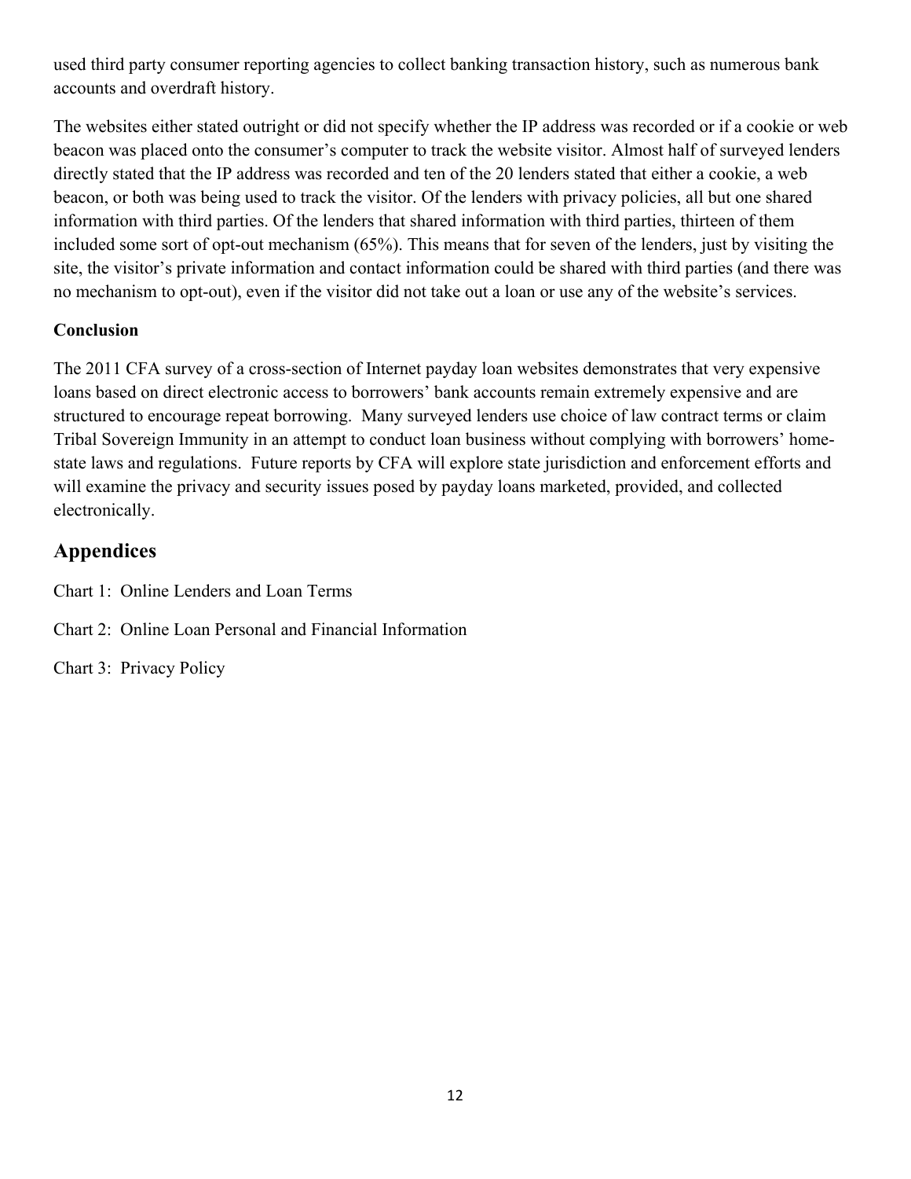used third party consumer reporting agencies to collect banking transaction history, such as numerous bank accounts and overdraft history.

The websites either stated outright or did not specify whether the IP address was recorded or if a cookie or web beacon was placed onto the consumer's computer to track the website visitor. Almost half of surveyed lenders directly stated that the IP address was recorded and ten of the 20 lenders stated that either a cookie, a web beacon, or both was being used to track the visitor. Of the lenders with privacy policies, all but one shared information with third parties. Of the lenders that shared information with third parties, thirteen of them included some sort of opt-out mechanism (65%). This means that for seven of the lenders, just by visiting the site, the visitor's private information and contact information could be shared with third parties (and there was no mechanism to opt-out), even if the visitor did not take out a loan or use any of the website's services.

**Conclusion**

The 2011 CFA survey of a cross-section of Internet payday loan websites demonstrates that very expensive loans based on direct electronic access to borrowers' bank accounts remain extremely expensive and are structured to encourage repeat borrowing. Many surveyed lenders use choice of law contract terms or claim Tribal Sovereign Immunity in an attempt to conduct loan business without complying with borrowers' home-state laws and regulations. Future reports by CFA will explore state jurisdiction and enforcement efforts and will examine the privacy and security issues posed by payday loans marketed, provided, and collected electronically.

## Appendices

Chart 1: Online Lenders and Loan Terms

Chart 2: Online Loan Personal and Financial Information

Chart 3: Privacy Policy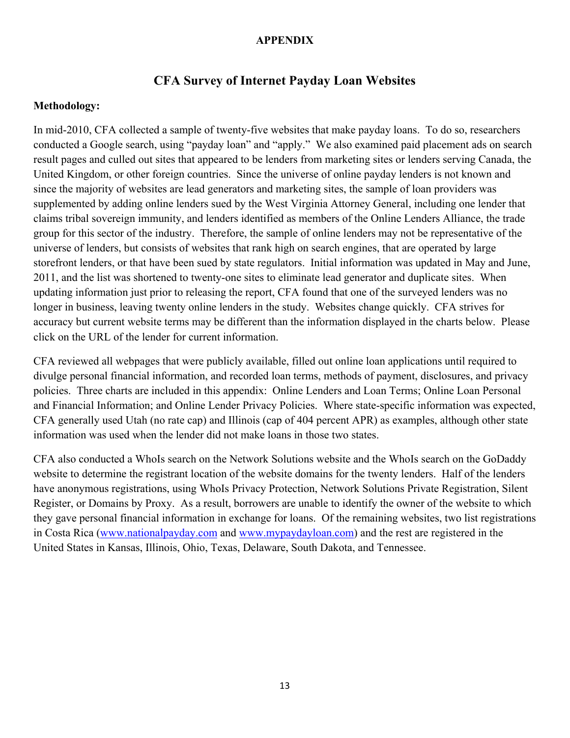## APPENDIX

# CFA Survey of Internet Payday Loan Websites

**Methodology:**

In mid-2010, CFA collected a sample of twenty-five websites that make payday loans. To do so, researchers conducted a Google search, using "payday loan" and "apply." We also examined paid placement ads on search result pages and culled out sites that appeared to be lenders from marketing sites or lenders serving Canada, the United Kingdom, or other foreign countries. Since the universe of online payday lenders is not known and since the majority of websites are lead generators and marketing sites, the sample of loan providers was supplemented by adding online lenders sued by the West Virginia Attorney General, including one lender that claims tribal sovereign immunity, and lenders identified as members of the Online Lenders Alliance, the trade group for this sector of the industry. Therefore, the sample of online lenders may not be representative of the universe of lenders, but consists of websites that rank high on search engines, that are operated by large storefront lenders, or that have been sued by state regulators. Initial information was updated in May and June, 2011, and the list was shortened to twenty-one sites to eliminate lead generator and duplicate sites. When updating information just prior to releasing the report, CFA found that one of the surveyed lenders was no longer in business, leaving twenty online lenders in the study. Websites change quickly. CFA strives for accuracy but current website terms may be different than the information displayed in the charts below. Please click on the URL of the lender for current information.

CFA reviewed all webpages that were publicly available, filled out online loan applications until required to divulge personal financial information, and recorded loan terms, methods of payment, disclosures, and privacy policies. Three charts are included in this appendix: Online Lenders and Loan Terms; Online Loan Personal and Financial Information; and Online Lender Privacy Policies. Where state-specific information was expected, CFA generally used Utah (no rate cap) and Illinois (cap of 404 percent APR) as examples, although other state information was used when the lender did not make loans in those two states.

CFA also conducted a WhoIs search on the Network Solutions website and the WhoIs search on the GoDaddy website to determine the registrant location of the website domains for the twenty lenders. Half of the lenders have anonymous registrations, using WhoIs Privacy Protection, Network Solutions Private Registration, Silent Register, or Domains by Proxy. As a result, borrowers are unable to identify the owner of the website to which they gave personal financial information in exchange for loans. Of the remaining websites, two list registrations in Costa Rica ([www.nationalpayday.com](http://www.nationalpayday.com) and [www.mypaydayloan.com](http://www.mypaydayloan.com)) and the rest are registered in the United States in Kansas, Illinois, Ohio, Texas, Delaware, South Dakota, and Tennessee.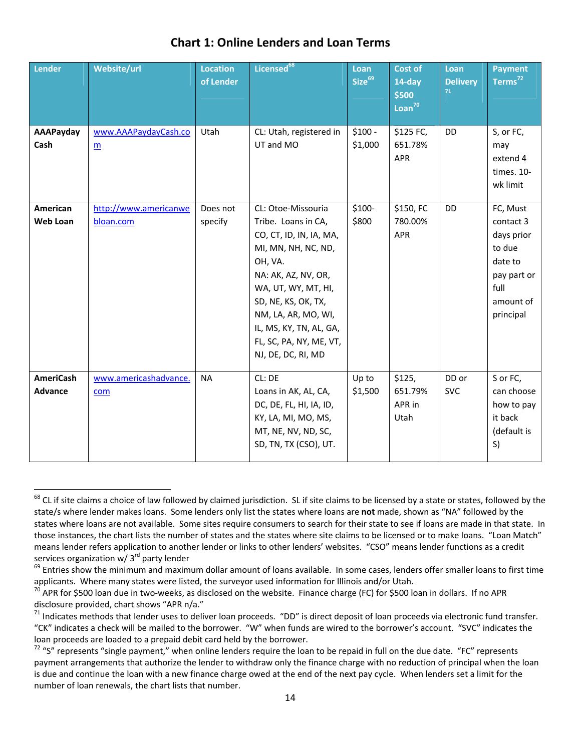## Chart 1: Online Lenders and Loan Terms

| Lender | Website/url | Location of Lender | Licensed[68] | Loan Size[69] | Cost of 14-day $500 Loan[70] | Loan Delivery[71] | Payment Terms[72] |
|---|---|---|---|---|---|---|---|
| **AAAPayday Cash** | www.AAAPaydayCash.com | Utah | CL: Utah, registered in UT and MO | $100 - $1,000 | $125 FC, 651.78% APR | DD | S, or FC, may extend 4 times. 10-wk limit |
| **American Web Loan** | http://www.americanwebloan.com | Does not specify | CL: Otoe-Missouria Tribe. Loans in CA, CO, CT, ID, IN, IA, MA, MI, MN, NH, NC, ND, OH, VA. NA: AK, AZ, NV, OR, WA, UT, WY, MT, HI, SD, NE, KS, OK, TX, NM, LA, AR, MO, WI, IL, MS, KY, TN, AL, GA, FL, SC, PA, NY, ME, VT, NJ, DE, DC, RI, MD | $100- $800 | $150, FC 780.00% APR | DD | FC, Must contact 3 days prior to due date to pay part or full amount of principal |
| **AmeriCash Advance** | www.americashadvance.com | NA | CL: DE Loans in AK, AL, CA, DC, DE, FL, HI, IA, ID, KY, LA, MI, MO, MS, MT, NE, NV, ND, SC, SD, TN, TX (CSO), UT. | Up to $1,500 | $125, 651.79% APR in Utah | DD or SVC | S or FC, can choose how to pay it back (default is S) |

[68] CL if site claims a choice of law followed by claimed jurisdiction. SL if site claims to be licensed by a state or states, followed by the state/s where lender makes loans. Some lenders only list the states where loans are **not** made, shown as "NA" followed by the states where loans are not available. Some sites require consumers to search for their state to see if loans are made in that state. In those instances, the chart lists the number of states and the states where site claims to be licensed or to make loans. "Loan Match" means lender refers application to another lender or links to other lenders' websites. "CSO" means lender functions as a credit services organization w/ 3rd party lender

[69] Entries show the minimum and maximum dollar amount of loans available. In some cases, lenders offer smaller loans to first time applicants. Where many states were listed, the surveyor used information for Illinois and/or Utah.

[70] APR for $500 loan due in two-weeks, as disclosed on the website. Finance charge (FC) for $500 loan in dollars. If no APR disclosure provided, chart shows "APR n/a."

[71] Indicates methods that lender uses to deliver loan proceeds. "DD" is direct deposit of loan proceeds via electronic fund transfer. "CK" indicates a check will be mailed to the borrower. "W" when funds are wired to the borrower's account. "SVC" indicates the loan proceeds are loaded to a prepaid debit card held by the borrower.

[72] "S" represents "single payment," when online lenders require the loan to be repaid in full on the due date. "FC" represents payment arrangements that authorize the lender to withdraw only the finance charge with no reduction of principal when the loan is due and continue the loan with a new finance charge owed at the end of the next pay cycle. When lenders set a limit for the number of loan renewals, the chart lists that number.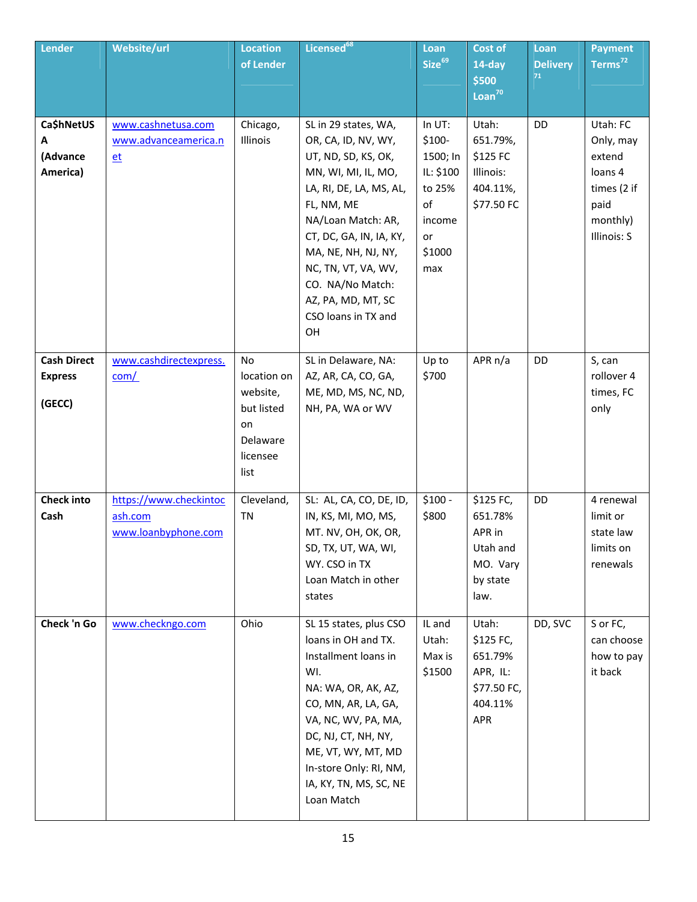| Lender | Website/url | Location of Lender | Licensed[68] | Loan Size[69] | Cost of 14-day $500 Loan[70] | Loan Delivery[71] | Payment Terms[72] |
|---|---|---|---|---|---|---|---|
| **Ca$hNetUSA (Advance America)** | www.cashnetusa.com www.advanceamerica.net | Chicago, Illinois | SL in 29 states, WA, OR, CA, ID, NV, WY, UT, ND, SD, KS, OK, MN, WI, MI, IL, MO, LA, RI, DE, LA, MS, AL, FL, NM, ME NA/Loan Match: AR, CT, DC, GA, IN, IA, KY, MA, NE, NH, NJ, NY, NC, TN, VT, VA, WV, CO. NA/No Match: AZ, PA, MD, MT, SC CSO loans in TX and OH | In UT: $100-1500; In IL: $100 to 25% of income or $1000 max | Utah: 651.79%, $125 FC Illinois: 404.11%, $77.50 FC | DD | Utah: FC Only, may extend loans 4 times (2 if paid monthly) Illinois: S |
| **Cash Direct Express (GECC)** | www.cashdirectexpress.com/ | No location on website, but listed on Delaware licensee list | SL in Delaware, NA: AZ, AR, CA, CO, GA, ME, MD, MS, NC, ND, NH, PA, WA or WV | Up to $700 | APR n/a | DD | S, can rollover 4 times, FC only |
| **Check into Cash** | https://www.checkintocash.com www.loanbyphone.com | Cleveland, TN | SL: AL, CA, CO, DE, ID, IN, KS, MI, MO, MS, MT. NV, OH, OK, OR, SD, TX, UT, WA, WI, WY. CSO in TX Loan Match in other states | $100 - $800 | $125 FC, 651.78% APR in Utah and MO. Vary by state law. | DD | 4 renewal limit or state law limits on renewals |
| **Check 'n Go** | www.checkngo.com | Ohio | SL 15 states, plus CSO loans in OH and TX. Installment loans in WI. NA: WA, OR, AK, AZ, CO, MN, AR, LA, GA, VA, NC, WV, PA, MA, DC, NJ, CT, NH, NY, ME, VT, WY, MT, MD In-store Only: RI, NM, IA, KY, TN, MS, SC, NE Loan Match | IL and Utah: Max is $1500 | Utah: $125 FC, 651.79% APR, IL: $77.50 FC, 404.11% APR | DD, SVC | S or FC, can choose how to pay it back |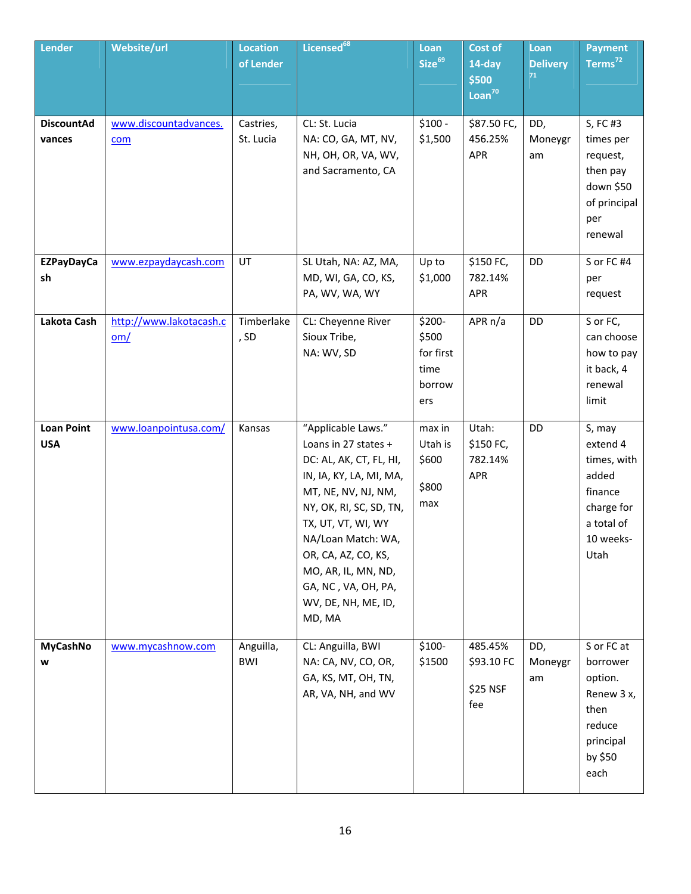| Lender | Website/url | Location of Lender | Licensed[68] | Loan Size[69] | Cost of 14-day $500 Loan[70] | Loan Delivery[71] | Payment Terms[72] |
|---|---|---|---|---|---|---|---|
| **DiscountAdvances** | www.discountadvances.com | Castries, St. Lucia | CL: St. Lucia<br>NA: CO, GA, MT, NV, NH, OH, OR, VA, WV, and Sacramento, CA | $100 - $1,500 | $87.50 FC, 456.25% APR | DD, Moneygram | S, FC #3 times per request, then pay down $50 of principal per renewal |
| **EZPayDayCash** | www.ezpaydaycash.com | UT | SL Utah, NA: AZ, MA, MD, WI, GA, CO, KS, PA, WV, WA, WY | Up to $1,000 | $150 FC, 782.14% APR | DD | S or FC #4 per request |
| **Lakota Cash** | http://www.lakotacash.com/ | Timberlake, SD | CL: Cheyenne River Sioux Tribe,<br>NA: WV, SD | $200-$500 for first time borrowers | APR n/a | DD | S or FC, can choose how to pay it back, 4 renewal limit |
| **Loan Point USA** | www.loanpointusa.com/ | Kansas | "Applicable Laws." Loans in 27 states + DC: AL, AK, CT, FL, HI, IN, IA, KY, LA, MI, MA, MT, NE, NV, NJ, NM, NY, OK, RI, SC, SD, TN, TX, UT, VT, WI, WY<br>NA/Loan Match: WA, OR, CA, AZ, CO, KS, MO, AR, IL, MN, ND, GA, NC , VA, OH, PA, WV, DE, NH, ME, ID, MD, MA | max in Utah is $600<br><br>$800 max | Utah: $150 FC, 782.14% APR | DD | S, may extend 4 times, with added finance charge for a total of 10 weeks- Utah |
| **MyCashNow** | www.mycashnow.com | Anguilla, BWI | CL: Anguilla, BWI<br>NA: CA, NV, CO, OR, GA, KS, MT, OH, TN, AR, VA, NH, and WV | $100-$1500 | 485.45%<br>$93.10 FC<br><br>$25 NSF fee | DD, Moneygram | S or FC at borrower option. Renew 3 x, then reduce principal by $50 each |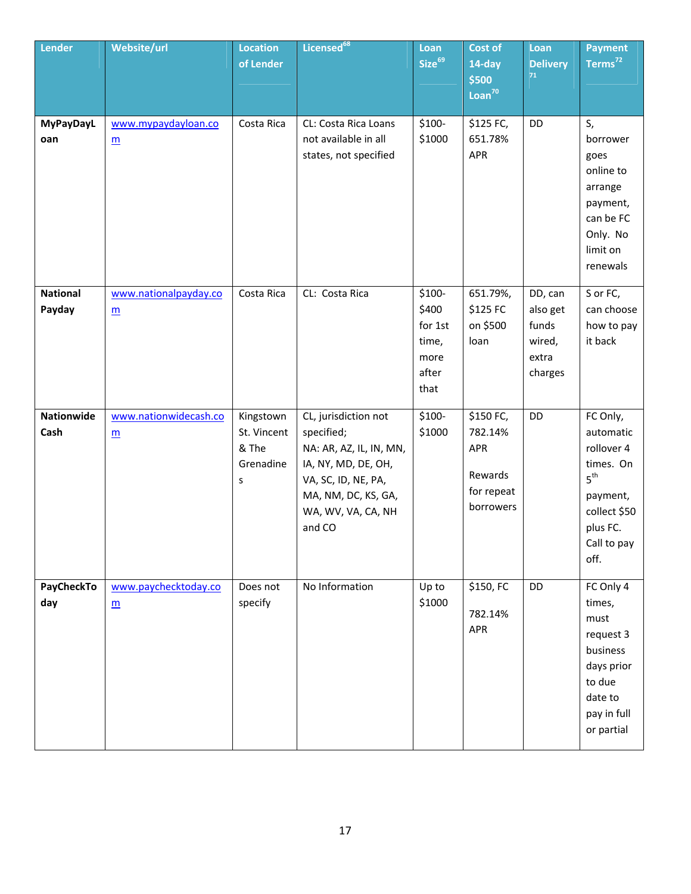| Lender | Website/url | Location of Lender | Licensed[68] | Loan Size[69] | Cost of 14-day $500 Loan[70] | Loan Delivery[71] | Payment Terms[72] |
|---|---|---|---|---|---|---|---|
| **MyPayDayLoan** | www.mypaydayloan.com | Costa Rica | CL: Costa Rica Loans not available in all states, not specified | $100-$1000 | $125 FC, 651.78% APR | DD | S, borrower goes online to arrange payment, can be FC Only. No limit on renewals |
| **National Payday** | www.nationalpayday.com | Costa Rica | CL: Costa Rica | $100-$400 for 1st time, more after that | 651.79%, $125 FC on $500 loan | DD, can also get funds wired, extra charges | S or FC, can choose how to pay it back |
| **Nationwide Cash** | www.nationwidecash.com | Kingstown St. Vincent & The Grenadines | CL, jurisdiction not specified; NA: AR, AZ, IL, IN, MN, IA, NY, MD, DE, OH, VA, SC, ID, NE, PA, MA, NM, DC, KS, GA, WA, WV, VA, CA, NH and CO | $100-$1000 | $150 FC, 782.14% APR<br><br>Rewards for repeat borrowers | DD | FC Only, automatic rollover 4 times. On 5th payment, collect $50 plus FC. Call to pay off. |
| **PayCheckToday** | www.paychecktoday.com | Does not specify | No Information | Up to $1000 | $150, FC<br><br>782.14% APR | DD | FC Only 4 times, must request 3 business days prior to due date to pay in full or partial |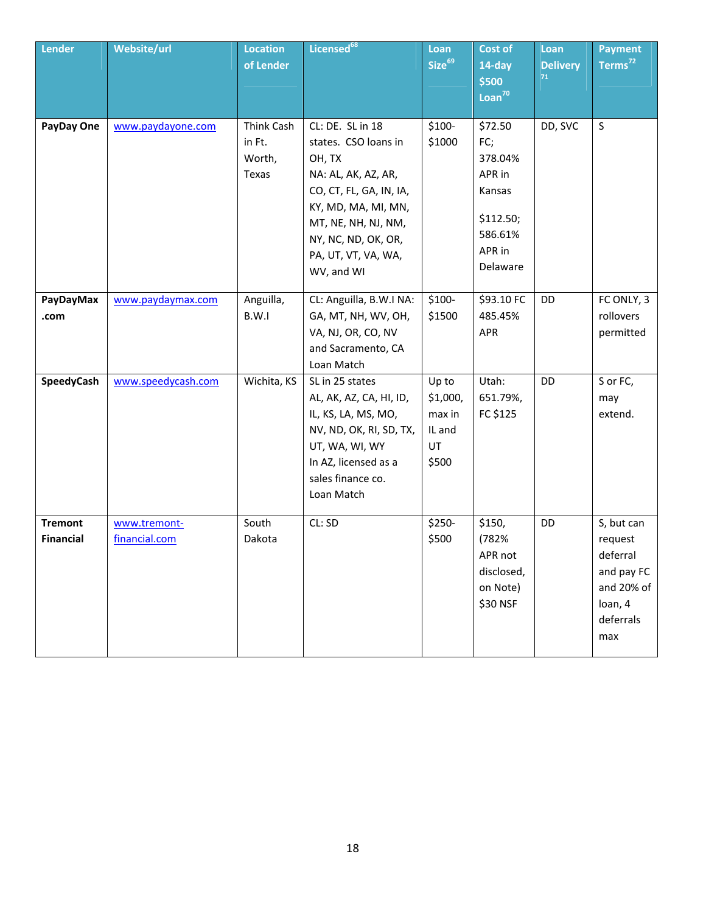| Lender | Website/url | Location of Lender | Licensed[68] | Loan Size[69] | Cost of 14-day $500 Loan[70] | Loan Delivery[71] | Payment Terms[72] |
|---|---|---|---|---|---|---|---|
| **PayDay One** | www.paydayone.com | Think Cash in Ft. Worth, Texas | CL: DE. SL in 18 states. CSO loans in OH, TX NA: AL, AK, AZ, AR, CO, CT, FL, GA, IN, IA, KY, MD, MA, MI, MN, MT, NE, NH, NJ, NM, NY, NC, ND, OK, OR, PA, UT, VT, VA, WA, WV, and WI | $100-$1000 | $72.50 FC; 378.04% APR in Kansas<br><br>$112.50; 586.61% APR in Delaware | DD, SVC | S |
| **PayDayMax .com** | www.paydaymax.com | Anguilla, B.W.I | CL: Anguilla, B.W.I NA: GA, MT, NH, WV, OH, VA, NJ, OR, CO, NV and Sacramento, CA Loan Match | $100-$1500 | $93.10 FC 485.45% APR | DD | FC ONLY, 3 rollovers permitted |
| **SpeedyCash** | www.speedycash.com | Wichita, KS | SL in 25 states AL, AK, AZ, CA, HI, ID, IL, KS, LA, MS, MO, NV, ND, OK, RI, SD, TX, UT, WA, WI, WY In AZ, licensed as a sales finance co. Loan Match | Up to $1,000, max in IL and UT $500 | Utah: 651.79%, FC $125 | DD | S or FC, may extend. |
| **Tremont Financial** | www.tremont-financial.com | South Dakota | CL: SD | $250-$500 | $150, (782% APR not disclosed, on Note) $30 NSF | DD | S, but can request deferral and pay FC and 20% of loan, 4 deferrals max |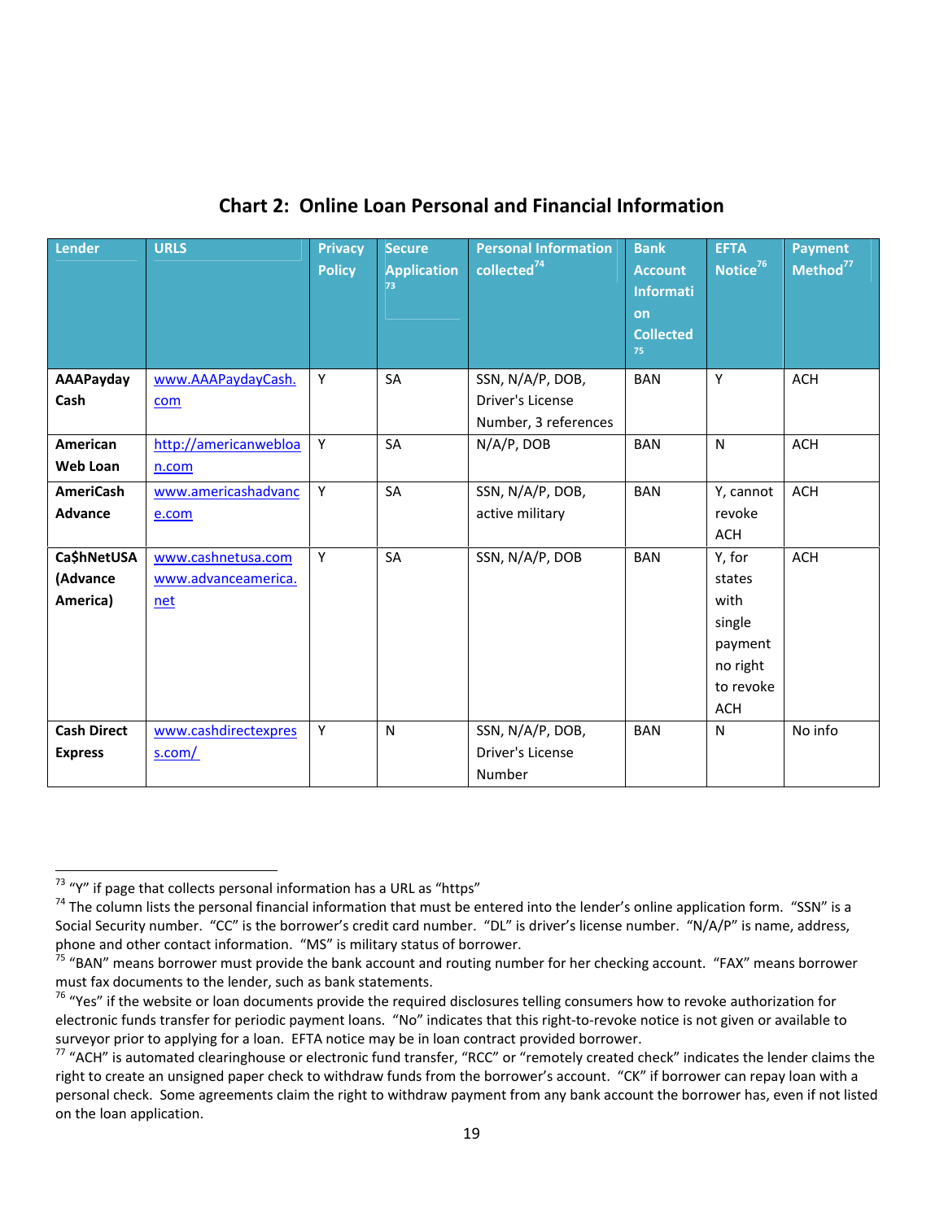## Chart 2: Online Loan Personal and Financial Information

| Lender | URLS | Privacy Policy | Secure Application [73] | Personal Information collected [74] | Bank Account Information Collected [75] | EFTA Notice [76] | Payment Method [77] |
|---|---|---|---|---|---|---|---|
| **AAAPayday Cash** | www.AAAPaydayCash.com | Y | SA | SSN, N/A/P, DOB, Driver's License Number, 3 references | BAN | Y | ACH |
| **American Web Loan** | http://americanwebloan.com | Y | SA | N/A/P, DOB | BAN | N | ACH |
| **AmeriCash Advance** | www.americashadvance.com | Y | SA | SSN, N/A/P, DOB, active military | BAN | Y, cannot revoke ACH | ACH |
| **Ca$hNetUSA (Advance America)** | www.cashnetusa.com www.advanceamerica.net | Y | SA | SSN, N/A/P, DOB | BAN | Y, for states with single payment no right to revoke ACH | ACH |
| **Cash Direct Express** | www.cashdirectexpress.com/ | Y | N | SSN, N/A/P, DOB, Driver's License Number | BAN | N | No info |

[73] "Y" if page that collects personal information has a URL as "https"

[74] The column lists the personal financial information that must be entered into the lender's online application form. "SSN" is a Social Security number. "CC" is the borrower's credit card number. "DL" is driver's license number. "N/A/P" is name, address, phone and other contact information. "MS" is military status of borrower.

[75] "BAN" means borrower must provide the bank account and routing number for her checking account. "FAX" means borrower must fax documents to the lender, such as bank statements.

[76] "Yes" if the website or loan documents provide the required disclosures telling consumers how to revoke authorization for electronic funds transfer for periodic payment loans. "No" indicates that this right-to-revoke notice is not given or available to surveyor prior to applying for a loan. EFTA notice may be in loan contract provided borrower.

[77] "ACH" is automated clearinghouse or electronic fund transfer, "RCC" or "remotely created check" indicates the lender claims the right to create an unsigned paper check to withdraw funds from the borrower's account. "CK" if borrower can repay loan with a personal check. Some agreements claim the right to withdraw payment from any bank account the borrower has, even if not listed on the loan application.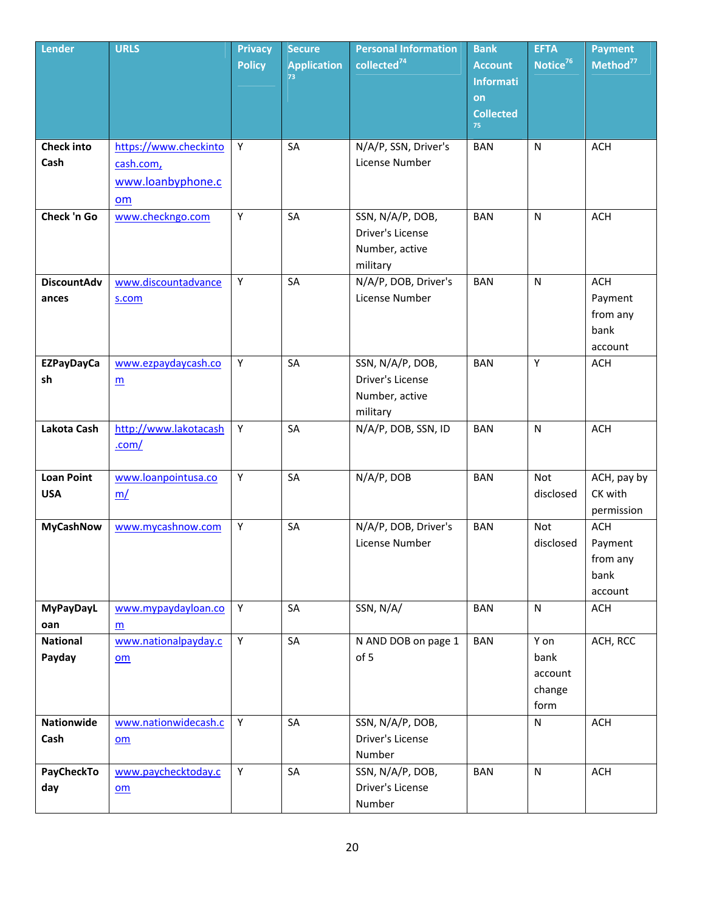| Lender | URLS | Privacy Policy | Secure Application[73] | Personal Information collected[74] | Bank Account Information Collected[75] | EFTA Notice[76] | Payment Method[77] |
|---|---|---|---|---|---|---|---|
| **Check into Cash** | https://www.checkintocash.com, www.loanbyphone.com | Y | SA | N/A/P, SSN, Driver's License Number | BAN | N | ACH |
| **Check 'n Go** | www.checkngo.com | Y | SA | SSN, N/A/P, DOB, Driver's License Number, active military | BAN | N | ACH |
| **DiscountAdvances** | www.discountadvances.com | Y | SA | N/A/P, DOB, Driver's License Number | BAN | N | ACH Payment from any bank account |
| **EZPayDayCash** | www.ezpaydaycash.com | Y | SA | SSN, N/A/P, DOB, Driver's License Number, active military | BAN | Y | ACH |
| **Lakota Cash** | http://www.lakotacash.com/ | Y | SA | N/A/P, DOB, SSN, ID | BAN | N | ACH |
| **Loan Point USA** | www.loanpointusa.com/ | Y | SA | N/A/P, DOB | BAN | Not disclosed | ACH, pay by CK with permission |
| **MyCashNow** | www.mycashnow.com | Y | SA | N/A/P, DOB, Driver's License Number | BAN | Not disclosed | ACH Payment from any bank account |
| **MyPayDayLoan** | www.mypaydayloan.com | Y | SA | SSN, N/A/ | BAN | N | ACH |
| **National Payday** | www.nationalpayday.com | Y | SA | N AND DOB on page 1 of 5 | BAN | Y on bank account change form | ACH, RCC |
| **Nationwide Cash** | www.nationwidecash.com | Y | SA | SSN, N/A/P, DOB, Driver's License Number | | N | ACH |
| **PayCheckToday** | www.paychecktoday.com | Y | SA | SSN, N/A/P, DOB, Driver's License Number | BAN | N | ACH |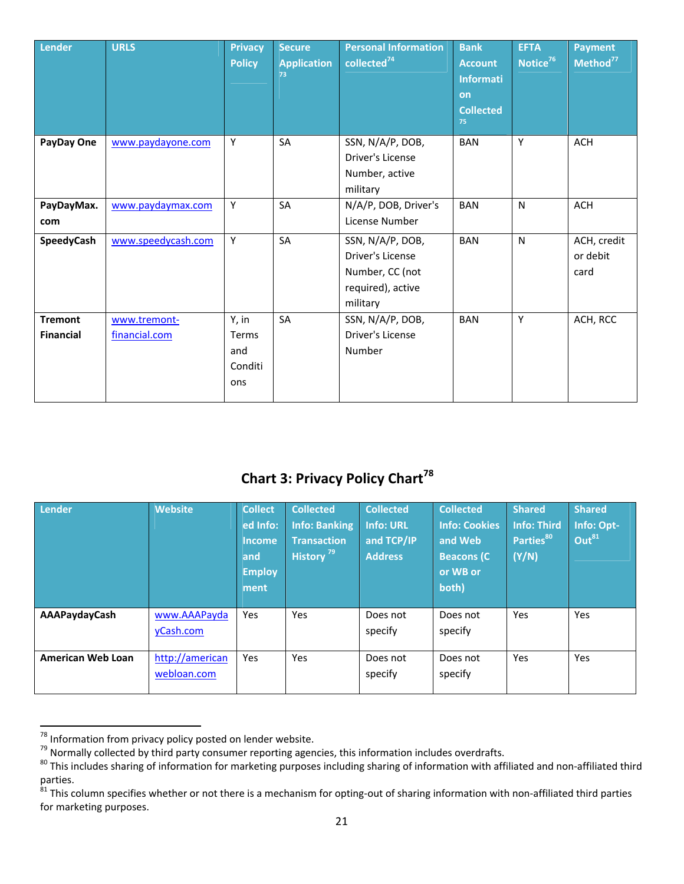| Lender | URLS | Privacy Policy | Secure Application [73] | Personal Information collected [74] | Bank Account Information Collected [75] | EFTA Notice [76] | Payment Method [77] |
|---|---|---|---|---|---|---|---|
| **PayDay One** | www.paydayone.com | Y | SA | SSN, N/A/P, DOB, Driver's License Number, active military | BAN | Y | ACH |
| **PayDayMax.com** | www.paydaymax.com | Y | SA | N/A/P, DOB, Driver's License Number | BAN | N | ACH |
| **SpeedyCash** | www.speedycash.com | Y | SA | SSN, N/A/P, DOB, Driver's License Number, CC (not required), active military | BAN | N | ACH, credit or debit card |
| **Tremont Financial** | www.tremont-financial.com | Y, in Terms and Conditions | SA | SSN, N/A/P, DOB, Driver's License Number | BAN | Y | ACH, RCC |

## Chart 3: Privacy Policy Chart[78]

| Lender | Website | Collected Info: Income and Employment | Collected Info: Banking Transaction History [79] | Collected Info: URL and TCP/IP Address | Collected Info: Cookies and Web Beacons (C or WB or both) | Shared Info: Third Parties[80] (Y/N) | Shared Info: Opt-Out[81] |
|---|---|---|---|---|---|---|---|
| **AAAPaydayCash** | www.AAAPaydayCash.com | Yes | Yes | Does not specify | Does not specify | Yes | Yes |
| **American Web Loan** | http://americanwebloan.com | Yes | Yes | Does not specify | Does not specify | Yes | Yes |

[78] Information from privacy policy posted on lender website.
[79] Normally collected by third party consumer reporting agencies, this information includes overdrafts.
[80] This includes sharing of information for marketing purposes including sharing of information with affiliated and non-affiliated third parties.
[81] This column specifies whether or not there is a mechanism for opting-out of sharing information with non-affiliated third parties for marketing purposes.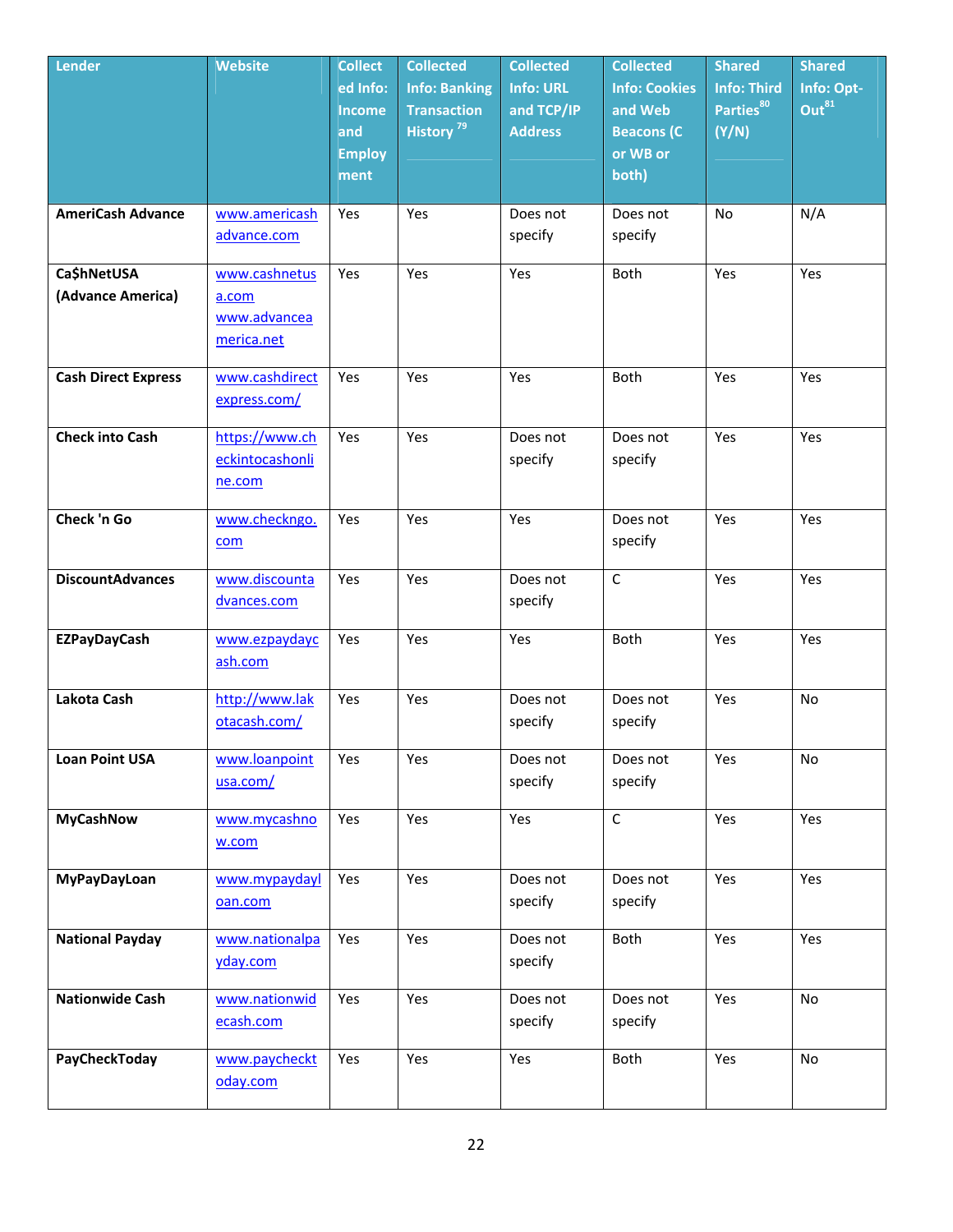| Lender | Website | Collected Info: Income and Employment | Collected Info: Banking Transaction History [79] | Collected Info: URL and TCP/IP Address | Collected Info: Cookies and Web Beacons (C or WB or both) | Shared Info: Third Parties [80] (Y/N) | Shared Info: Opt-Out [81] |
|---|---|---|---|---|---|---|---|
| **AmeriCash Advance** | www.americashadvance.com | Yes | Yes | Does not specify | Does not specify | No | N/A |
| **Ca$hNetUSA (Advance America)** | www.cashnetusa.com www.advanceamerica.net | Yes | Yes | Yes | Both | Yes | Yes |
| **Cash Direct Express** | www.cashdirectexpress.com/ | Yes | Yes | Yes | Both | Yes | Yes |
| **Check into Cash** | https://www.checkintocashonline.com | Yes | Yes | Does not specify | Does not specify | Yes | Yes |
| **Check 'n Go** | www.checkngo.com | Yes | Yes | Yes | Does not specify | Yes | Yes |
| **DiscountAdvances** | www.discountadvances.com | Yes | Yes | Does not specify | C | Yes | Yes |
| **EZPayDayCash** | www.ezpaydaycash.com | Yes | Yes | Yes | Both | Yes | Yes |
| **Lakota Cash** | http://www.lakotacash.com/ | Yes | Yes | Does not specify | Does not specify | Yes | No |
| **Loan Point USA** | www.loanpointusa.com/ | Yes | Yes | Does not specify | Does not specify | Yes | No |
| **MyCashNow** | www.mycashnow.com | Yes | Yes | Yes | C | Yes | Yes |
| **MyPayDayLoan** | www.mypaydayloan.com | Yes | Yes | Does not specify | Does not specify | Yes | Yes |
| **National Payday** | www.nationalpayday.com | Yes | Yes | Does not specify | Both | Yes | Yes |
| **Nationwide Cash** | www.nationwidecash.com | Yes | Yes | Does not specify | Does not specify | Yes | No |
| **PayCheckToday** | www.paychecktoday.com | Yes | Yes | Yes | Both | Yes | No |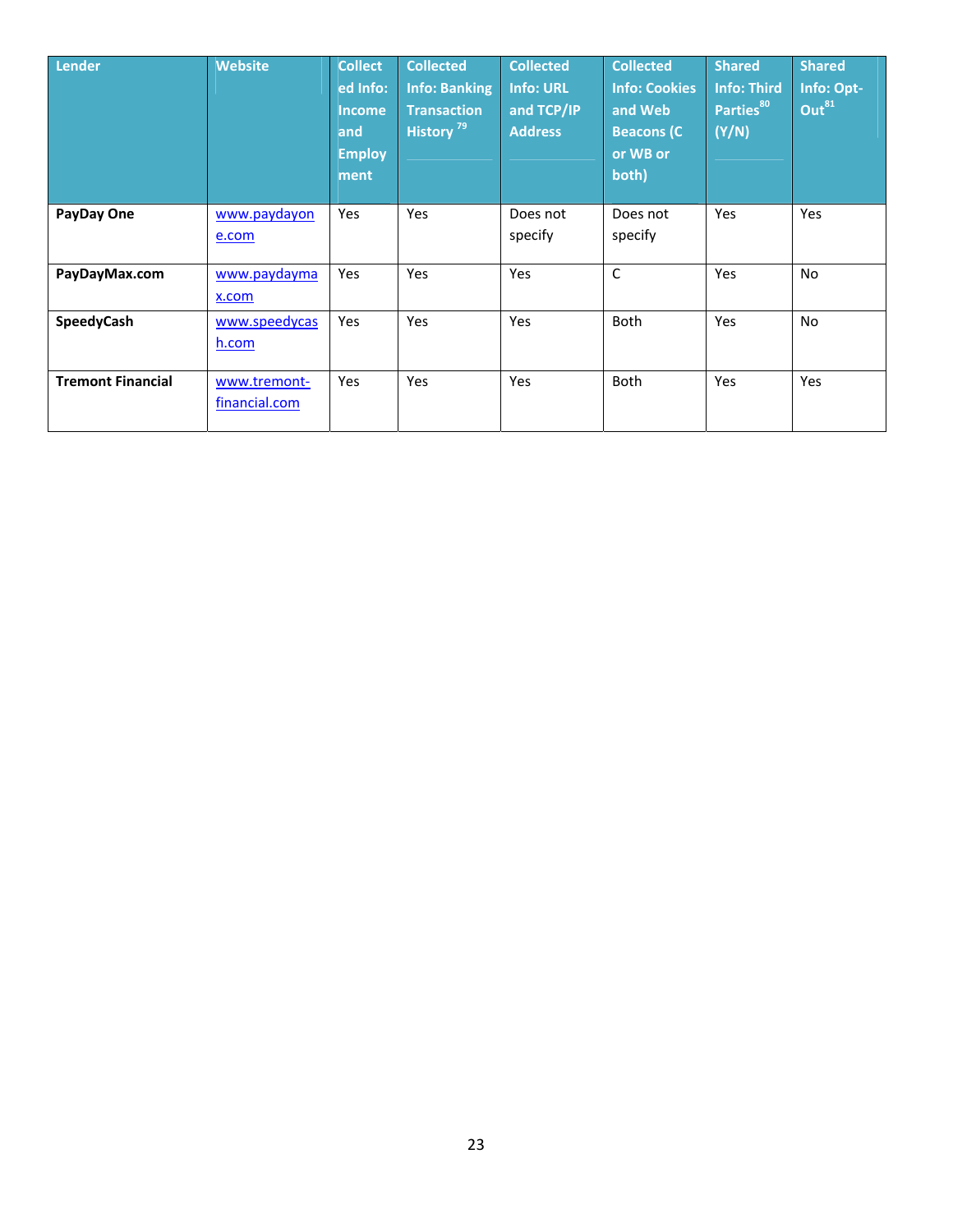| Lender | Website | Collected Info: Income and Employment | Collected Info: Banking Transaction History [79] | Collected Info: URL and TCP/IP Address | Collected Info: Cookies and Web Beacons (C or WB or both) | Shared Info: Third Parties[80] (Y/N) | Shared Info: Opt-Out[81] |
|---|---|---|---|---|---|---|---|
| **PayDay One** | www.paydayone.com | Yes | Yes | Does not specify | Does not specify | Yes | Yes |
| **PayDayMax.com** | www.paydaymax.com | Yes | Yes | Yes | C | Yes | No |
| **SpeedyCash** | www.speedycash.com | Yes | Yes | Yes | Both | Yes | No |
| **Tremont Financial** | www.tremont-financial.com | Yes | Yes | Yes | Both | Yes | Yes |